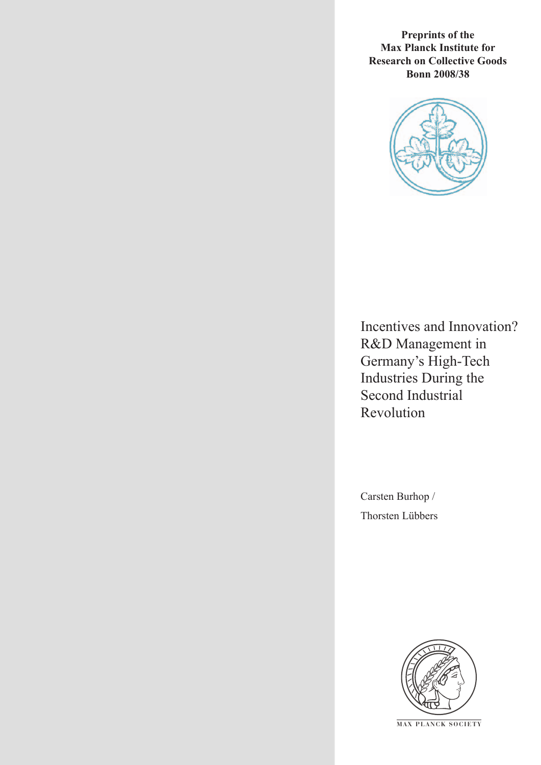**Preprints of the Max Planck Institute for Research on Collective Goods Bonn 2008/38**

# Incentives and Innovation? R&D Management in Germany's High-Tech Industries During the Second Industrial Revolution

Carsten Burhop /

Thorsten Lübbers

MAX PLANCK SOCIETY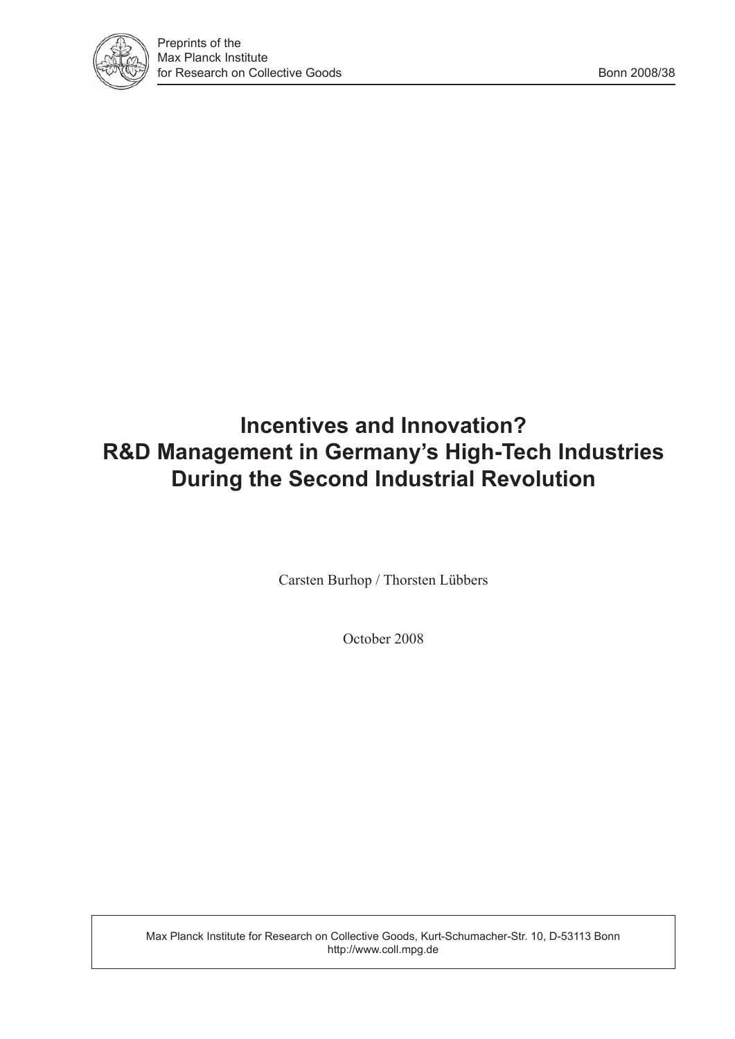Preprints of the
Max Planck Institute
for Research on Collective Goods

Bonn 2008/38

# Incentives and Innovation? R&D Management in Germany's High-Tech Industries During the Second Industrial Revolution

Carsten Burhop / Thorsten Lübbers

October 2008

Max Planck Institute for Research on Collective Goods, Kurt-Schumacher-Str. 10, D-53113 Bonn
http://www.coll.mpg.de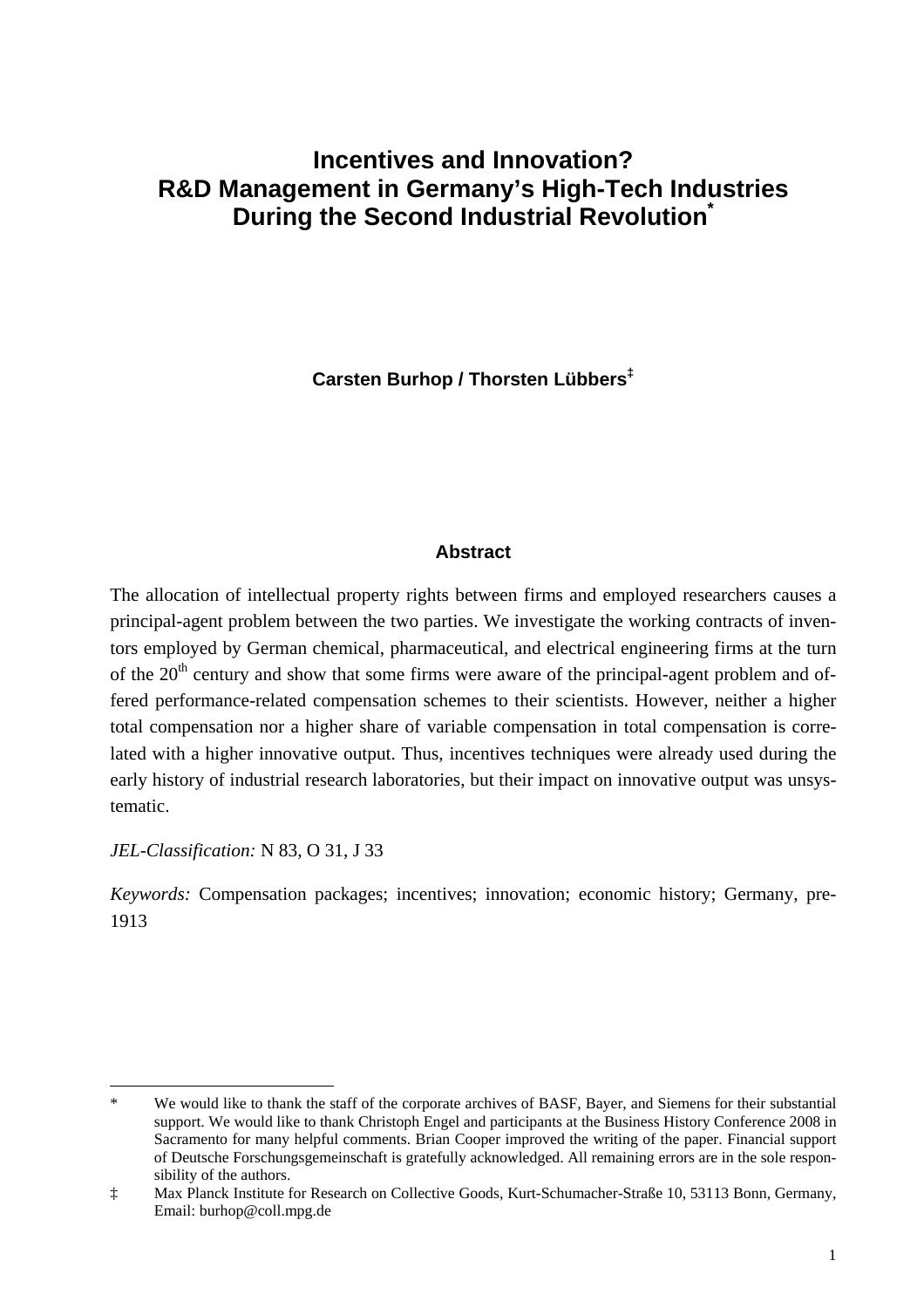# Incentives and Innovation? R&D Management in Germany's High-Tech Industries During the Second Industrial Revolution[*]

**Carsten Burhop / Thorsten Lübbers**[‡]

### Abstract

The allocation of intellectual property rights between firms and employed researchers causes a principal-agent problem between the two parties. We investigate the working contracts of inventors employed by German chemical, pharmaceutical, and electrical engineering firms at the turn of the 20th century and show that some firms were aware of the principal-agent problem and offered performance-related compensation schemes to their scientists. However, neither a higher total compensation nor a higher share of variable compensation in total compensation is correlated with a higher innovative output. Thus, incentives techniques were already used during the early history of industrial research laboratories, but their impact on innovative output was unsystematic.

*JEL-Classification:* N 83, O 31, J 33

*Keywords:* Compensation packages; incentives; innovation; economic history; Germany, pre-1913

---

[*] We would like to thank the staff of the corporate archives of BASF, Bayer, and Siemens for their substantial support. We would like to thank Christoph Engel and participants at the Business History Conference 2008 in Sacramento for many helpful comments. Brian Cooper improved the writing of the paper. Financial support of Deutsche Forschungsgemeinschaft is gratefully acknowledged. All remaining errors are in the sole responsibility of the authors.

[‡] Max Planck Institute for Research on Collective Goods, Kurt-Schumacher-Straße 10, 53113 Bonn, Germany, Email: burhop@coll.mpg.de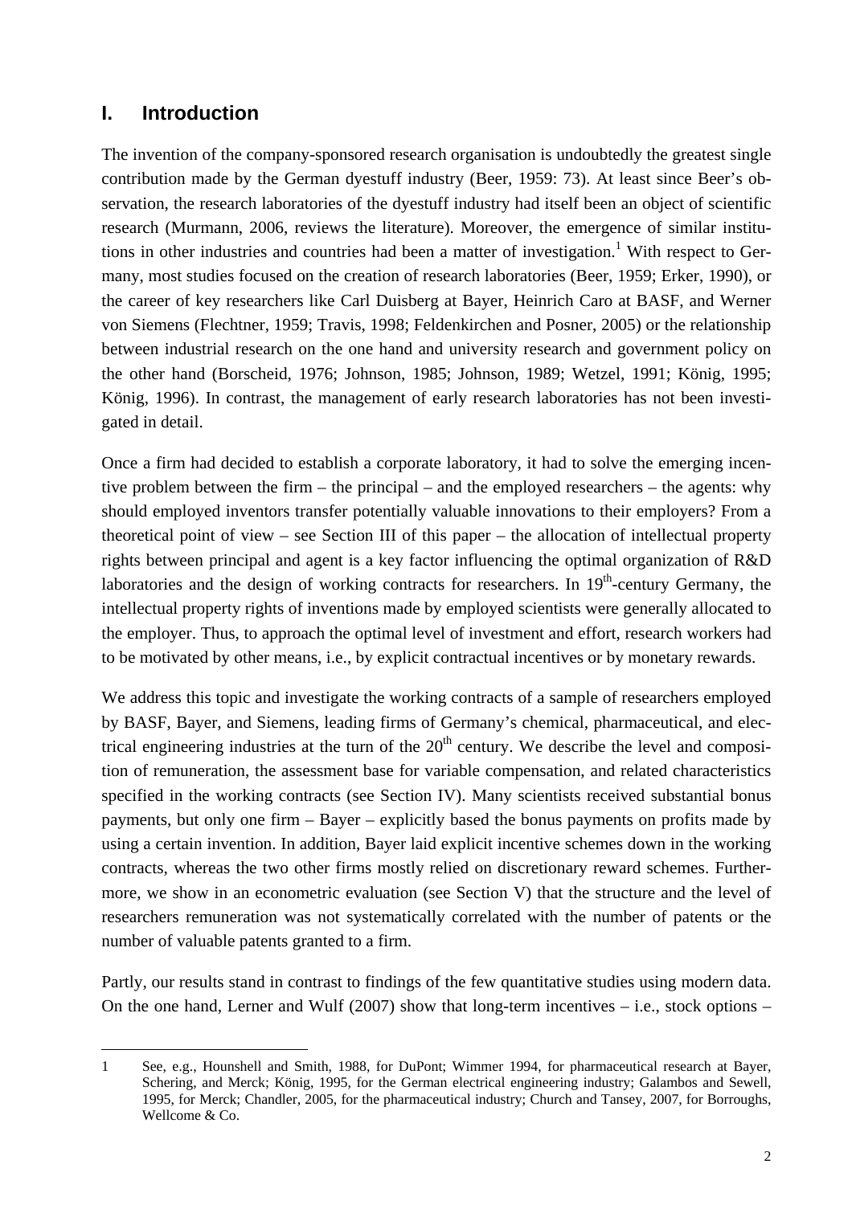## I. Introduction

The invention of the company-sponsored research organisation is undoubtedly the greatest single contribution made by the German dyestuff industry (Beer, 1959: 73). At least since Beer's observation, the research laboratories of the dyestuff industry had itself been an object of scientific research (Murmann, 2006, reviews the literature). Moreover, the emergence of similar institutions in other industries and countries had been a matter of investigation.[1] With respect to Germany, most studies focused on the creation of research laboratories (Beer, 1959; Erker, 1990), or the career of key researchers like Carl Duisberg at Bayer, Heinrich Caro at BASF, and Werner von Siemens (Flechtner, 1959; Travis, 1998; Feldenkirchen and Posner, 2005) or the relationship between industrial research on the one hand and university research and government policy on the other hand (Borscheid, 1976; Johnson, 1985; Johnson, 1989; Wetzel, 1991; König, 1995; König, 1996). In contrast, the management of early research laboratories has not been investigated in detail.

Once a firm had decided to establish a corporate laboratory, it had to solve the emerging incentive problem between the firm – the principal – and the employed researchers – the agents: why should employed inventors transfer potentially valuable innovations to their employers? From a theoretical point of view – see Section III of this paper – the allocation of intellectual property rights between principal and agent is a key factor influencing the optimal organization of R&D laboratories and the design of working contracts for researchers. In 19th-century Germany, the intellectual property rights of inventions made by employed scientists were generally allocated to the employer. Thus, to approach the optimal level of investment and effort, research workers had to be motivated by other means, i.e., by explicit contractual incentives or by monetary rewards.

We address this topic and investigate the working contracts of a sample of researchers employed by BASF, Bayer, and Siemens, leading firms of Germany's chemical, pharmaceutical, and electrical engineering industries at the turn of the 20th century. We describe the level and composition of remuneration, the assessment base for variable compensation, and related characteristics specified in the working contracts (see Section IV). Many scientists received substantial bonus payments, but only one firm – Bayer – explicitly based the bonus payments on profits made by using a certain invention. In addition, Bayer laid explicit incentive schemes down in the working contracts, whereas the two other firms mostly relied on discretionary reward schemes. Furthermore, we show in an econometric evaluation (see Section V) that the structure and the level of researchers remuneration was not systematically correlated with the number of patents or the number of valuable patents granted to a firm.

Partly, our results stand in contrast to findings of the few quantitative studies using modern data. On the one hand, Lerner and Wulf (2007) show that long-term incentives – i.e., stock options –

---

1 See, e.g., Hounshell and Smith, 1988, for DuPont; Wimmer 1994, for pharmaceutical research at Bayer, Schering, and Merck; König, 1995, for the German electrical engineering industry; Galambos and Sewell, 1995, for Merck; Chandler, 2005, for the pharmaceutical industry; Church and Tansey, 2007, for Borroughs, Wellcome & Co.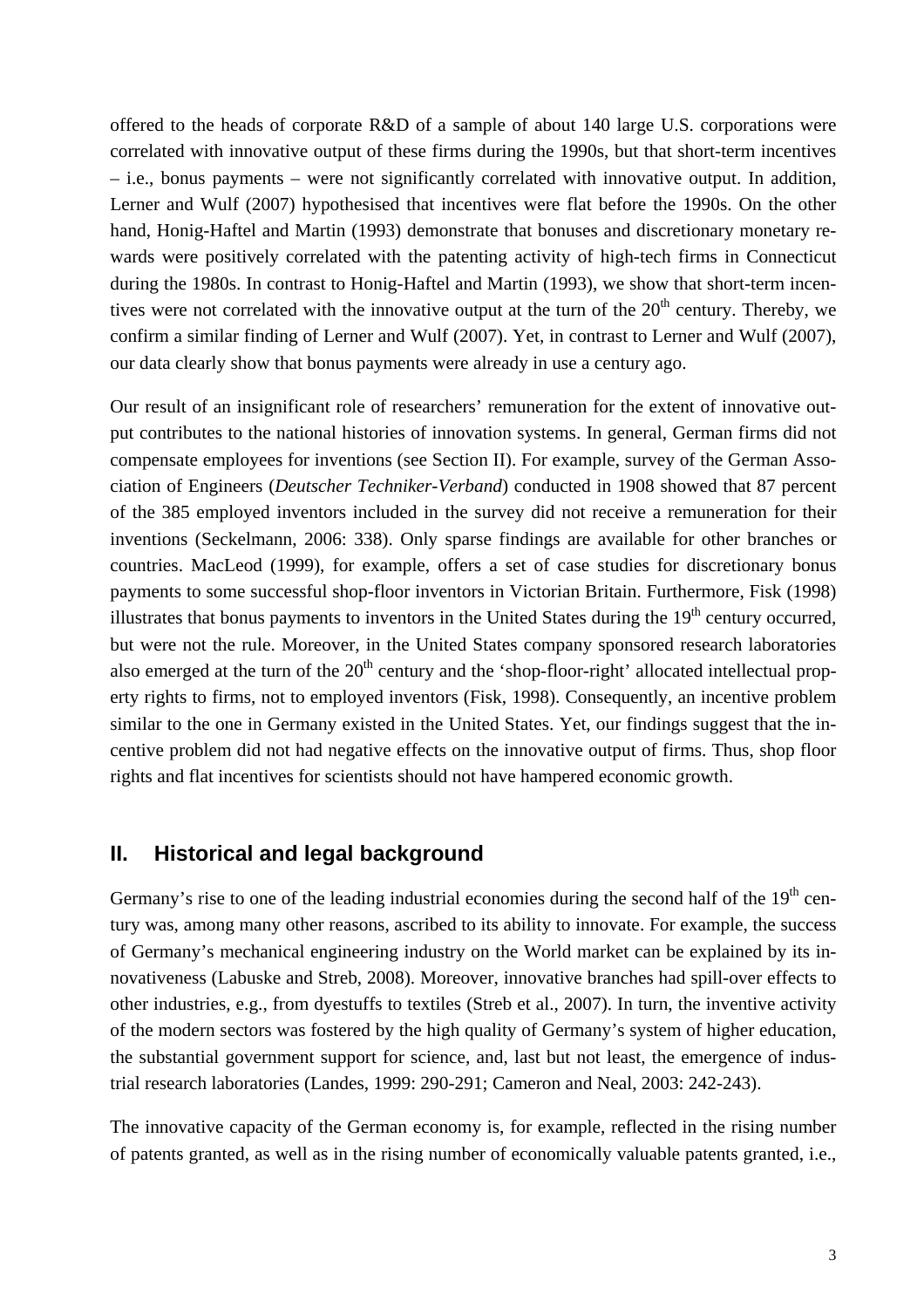offered to the heads of corporate R&D of a sample of about 140 large U.S. corporations were correlated with innovative output of these firms during the 1990s, but that short-term incentives – i.e., bonus payments – were not significantly correlated with innovative output. In addition, Lerner and Wulf (2007) hypothesised that incentives were flat before the 1990s. On the other hand, Honig-Haftel and Martin (1993) demonstrate that bonuses and discretionary monetary rewards were positively correlated with the patenting activity of high-tech firms in Connecticut during the 1980s. In contrast to Honig-Haftel and Martin (1993), we show that short-term incentives were not correlated with the innovative output at the turn of the 20th century. Thereby, we confirm a similar finding of Lerner and Wulf (2007). Yet, in contrast to Lerner and Wulf (2007), our data clearly show that bonus payments were already in use a century ago.

Our result of an insignificant role of researchers' remuneration for the extent of innovative output contributes to the national histories of innovation systems. In general, German firms did not compensate employees for inventions (see Section II). For example, survey of the German Association of Engineers (*Deutscher Techniker-Verband*) conducted in 1908 showed that 87 percent of the 385 employed inventors included in the survey did not receive a remuneration for their inventions (Seckelmann, 2006: 338). Only sparse findings are available for other branches or countries. MacLeod (1999), for example, offers a set of case studies for discretionary bonus payments to some successful shop-floor inventors in Victorian Britain. Furthermore, Fisk (1998) illustrates that bonus payments to inventors in the United States during the 19th century occurred, but were not the rule. Moreover, in the United States company sponsored research laboratories also emerged at the turn of the 20th century and the 'shop-floor-right' allocated intellectual property rights to firms, not to employed inventors (Fisk, 1998). Consequently, an incentive problem similar to the one in Germany existed in the United States. Yet, our findings suggest that the incentive problem did not had negative effects on the innovative output of firms. Thus, shop floor rights and flat incentives for scientists should not have hampered economic growth.

## II. Historical and legal background

Germany's rise to one of the leading industrial economies during the second half of the 19th century was, among many other reasons, ascribed to its ability to innovate. For example, the success of Germany's mechanical engineering industry on the World market can be explained by its innovativeness (Labuske and Streb, 2008). Moreover, innovative branches had spill-over effects to other industries, e.g., from dyestuffs to textiles (Streb et al., 2007). In turn, the inventive activity of the modern sectors was fostered by the high quality of Germany's system of higher education, the substantial government support for science, and, last but not least, the emergence of industrial research laboratories (Landes, 1999: 290-291; Cameron and Neal, 2003: 242-243).

The innovative capacity of the German economy is, for example, reflected in the rising number of patents granted, as well as in the rising number of economically valuable patents granted, i.e.,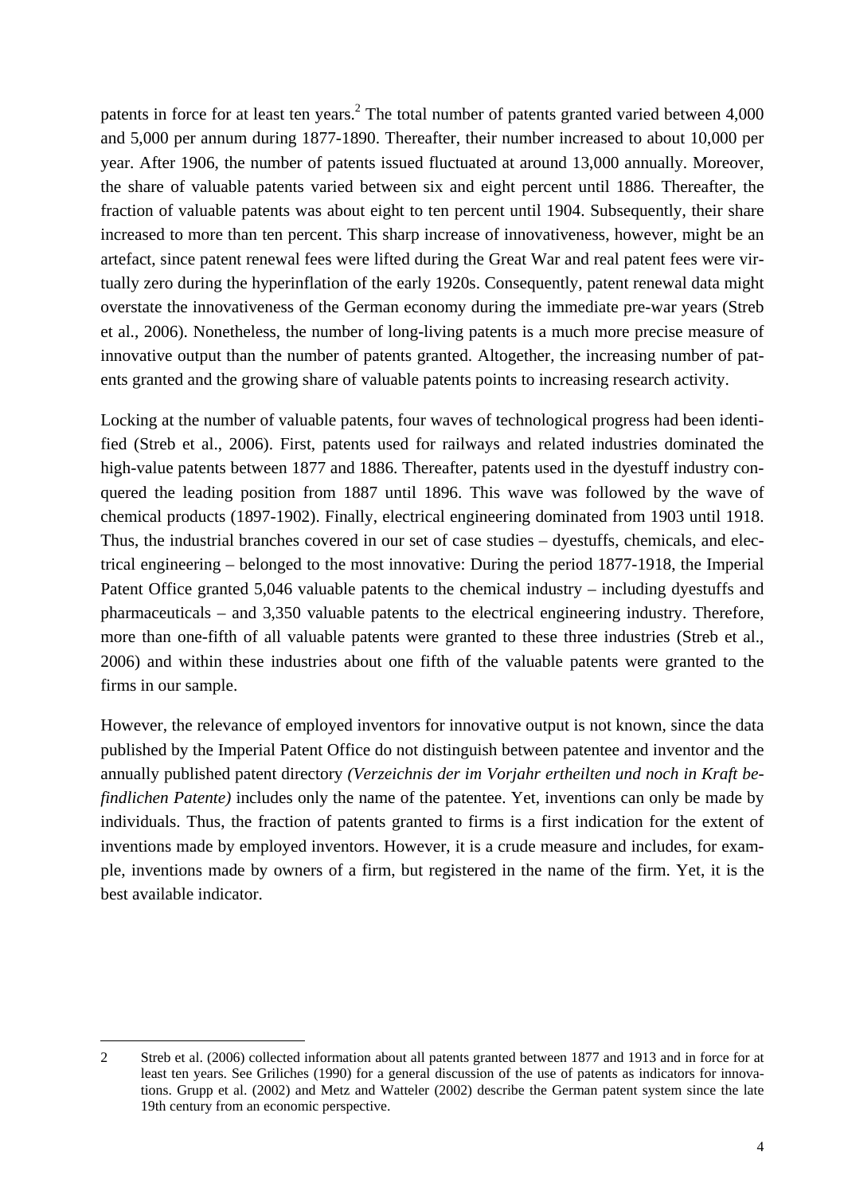patents in force for at least ten years.[2] The total number of patents granted varied between 4,000 and 5,000 per annum during 1877-1890. Thereafter, their number increased to about 10,000 per year. After 1906, the number of patents issued fluctuated at around 13,000 annually. Moreover, the share of valuable patents varied between six and eight percent until 1886. Thereafter, the fraction of valuable patents was about eight to ten percent until 1904. Subsequently, their share increased to more than ten percent. This sharp increase of innovativeness, however, might be an artefact, since patent renewal fees were lifted during the Great War and real patent fees were virtually zero during the hyperinflation of the early 1920s. Consequently, patent renewal data might overstate the innovativeness of the German economy during the immediate pre-war years (Streb et al., 2006). Nonetheless, the number of long-living patents is a much more precise measure of innovative output than the number of patents granted. Altogether, the increasing number of patents granted and the growing share of valuable patents points to increasing research activity.

Locking at the number of valuable patents, four waves of technological progress had been identified (Streb et al., 2006). First, patents used for railways and related industries dominated the high-value patents between 1877 and 1886. Thereafter, patents used in the dyestuff industry conquered the leading position from 1887 until 1896. This wave was followed by the wave of chemical products (1897-1902). Finally, electrical engineering dominated from 1903 until 1918. Thus, the industrial branches covered in our set of case studies – dyestuffs, chemicals, and electrical engineering – belonged to the most innovative: During the period 1877-1918, the Imperial Patent Office granted 5,046 valuable patents to the chemical industry – including dyestuffs and pharmaceuticals – and 3,350 valuable patents to the electrical engineering industry. Therefore, more than one-fifth of all valuable patents were granted to these three industries (Streb et al., 2006) and within these industries about one fifth of the valuable patents were granted to the firms in our sample.

However, the relevance of employed inventors for innovative output is not known, since the data published by the Imperial Patent Office do not distinguish between patentee and inventor and the annually published patent directory *(Verzeichnis der im Vorjahr ertheilten und noch in Kraft befindlichen Patente)* includes only the name of the patentee. Yet, inventions can only be made by individuals. Thus, the fraction of patents granted to firms is a first indication for the extent of inventions made by employed inventors. However, it is a crude measure and includes, for example, inventions made by owners of a firm, but registered in the name of the firm. Yet, it is the best available indicator.

---

2 Streb et al. (2006) collected information about all patents granted between 1877 and 1913 and in force for at least ten years. See Griliches (1990) for a general discussion of the use of patents as indicators for innovations. Grupp et al. (2002) and Metz and Watteler (2002) describe the German patent system since the late 19th century from an economic perspective.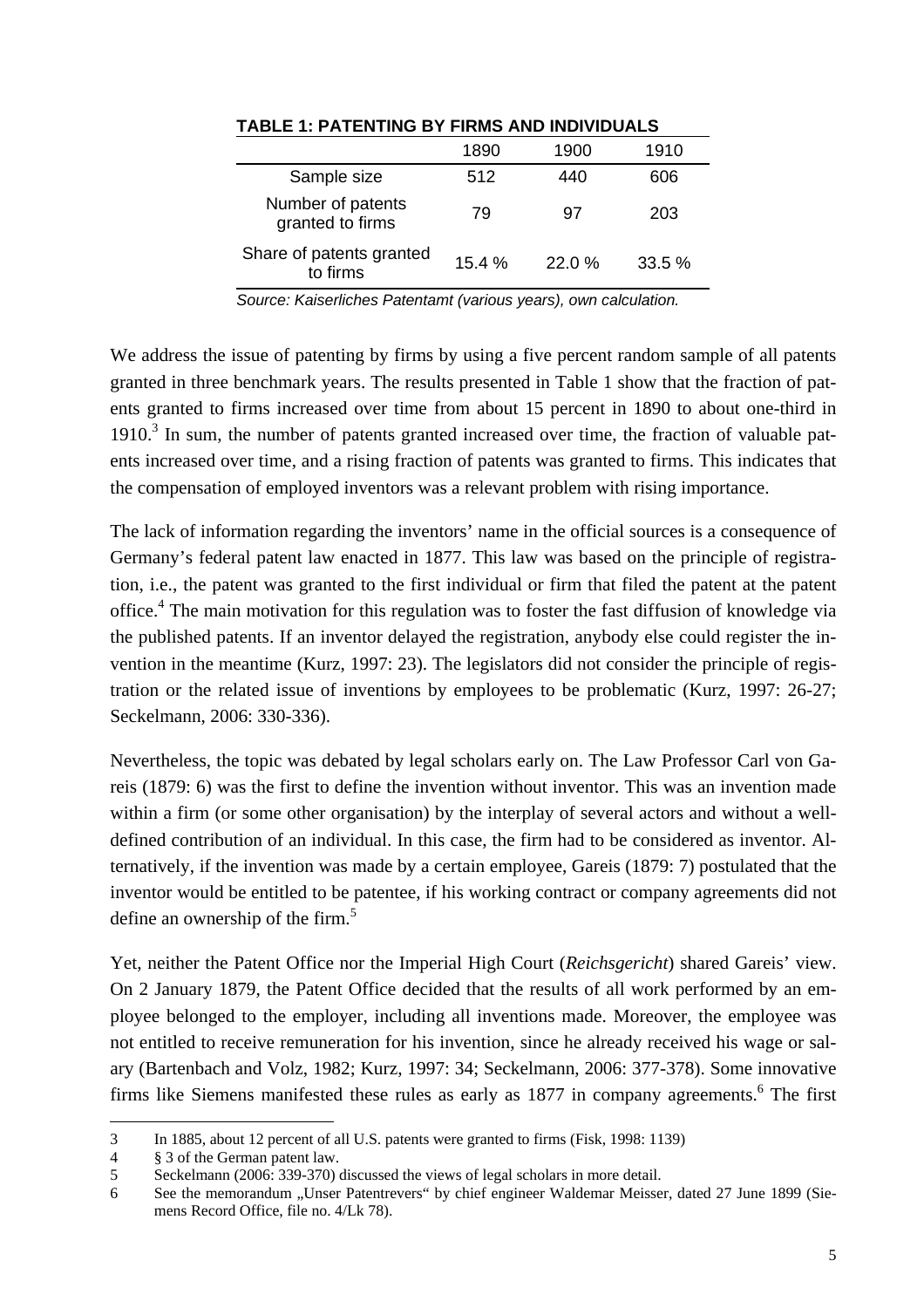**TABLE 1: PATENTING BY FIRMS AND INDIVIDUALS**

| | 1890 | 1900 | 1910 |
|---|---|---|---|
| Sample size | 512 | 440 | 606 |
| Number of patents granted to firms | 79 | 97 | 203 |
| Share of patents granted to firms | 15.4 % | 22.0 % | 33.5 % |

*Source: Kaiserliches Patentamt (various years), own calculation.*

We address the issue of patenting by firms by using a five percent random sample of all patents granted in three benchmark years. The results presented in Table 1 show that the fraction of patents granted to firms increased over time from about 15 percent in 1890 to about one-third in 1910.[3] In sum, the number of patents granted increased over time, the fraction of valuable patents increased over time, and a rising fraction of patents was granted to firms. This indicates that the compensation of employed inventors was a relevant problem with rising importance.

The lack of information regarding the inventors' name in the official sources is a consequence of Germany's federal patent law enacted in 1877. This law was based on the principle of registration, i.e., the patent was granted to the first individual or firm that filed the patent at the patent office.[4] The main motivation for this regulation was to foster the fast diffusion of knowledge via the published patents. If an inventor delayed the registration, anybody else could register the invention in the meantime (Kurz, 1997: 23). The legislators did not consider the principle of registration or the related issue of inventions by employees to be problematic (Kurz, 1997: 26-27; Seckelmann, 2006: 330-336).

Nevertheless, the topic was debated by legal scholars early on. The Law Professor Carl von Gareis (1879: 6) was the first to define the invention without inventor. This was an invention made within a firm (or some other organisation) by the interplay of several actors and without a well-defined contribution of an individual. In this case, the firm had to be considered as inventor. Alternatively, if the invention was made by a certain employee, Gareis (1879: 7) postulated that the inventor would be entitled to be patentee, if his working contract or company agreements did not define an ownership of the firm.[5]

Yet, neither the Patent Office nor the Imperial High Court (*Reichsgericht*) shared Gareis' view. On 2 January 1879, the Patent Office decided that the results of all work performed by an employee belonged to the employer, including all inventions made. Moreover, the employee was not entitled to receive remuneration for his invention, since he already received his wage or salary (Bartenbach and Volz, 1982; Kurz, 1997: 34; Seckelmann, 2006: 377-378). Some innovative firms like Siemens manifested these rules as early as 1877 in company agreements.[6] The first

3 In 1885, about 12 percent of all U.S. patents were granted to firms (Fisk, 1998: 1139)

4 § 3 of the German patent law.

5 Seckelmann (2006: 339-370) discussed the views of legal scholars in more detail.

6 See the memorandum „Unser Patentrevers" by chief engineer Waldemar Meisser, dated 27 June 1899 (Siemens Record Office, file no. 4/Lk 78).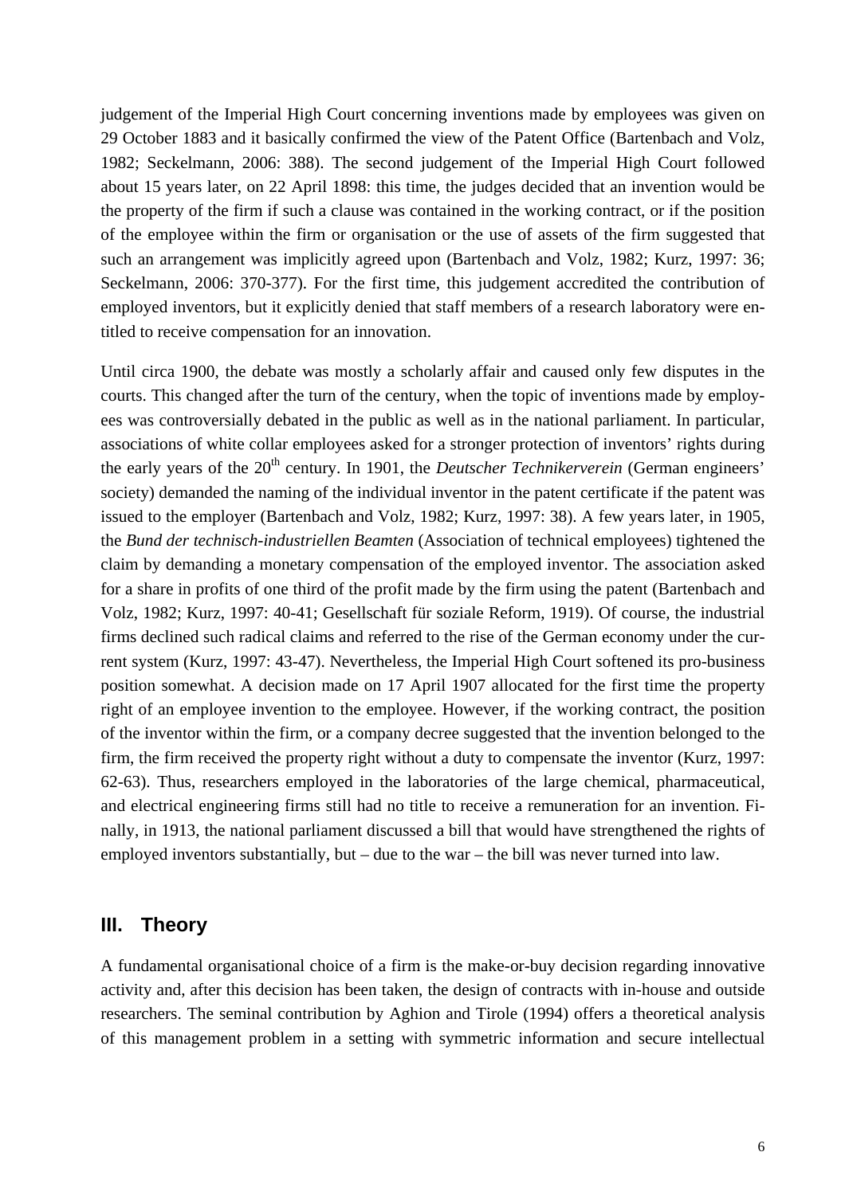judgement of the Imperial High Court concerning inventions made by employees was given on 29 October 1883 and it basically confirmed the view of the Patent Office (Bartenbach and Volz, 1982; Seckelmann, 2006: 388). The second judgement of the Imperial High Court followed about 15 years later, on 22 April 1898: this time, the judges decided that an invention would be the property of the firm if such a clause was contained in the working contract, or if the position of the employee within the firm or organisation or the use of assets of the firm suggested that such an arrangement was implicitly agreed upon (Bartenbach and Volz, 1982; Kurz, 1997: 36; Seckelmann, 2006: 370-377). For the first time, this judgement accredited the contribution of employed inventors, but it explicitly denied that staff members of a research laboratory were entitled to receive compensation for an innovation.

Until circa 1900, the debate was mostly a scholarly affair and caused only few disputes in the courts. This changed after the turn of the century, when the topic of inventions made by employees was controversially debated in the public as well as in the national parliament. In particular, associations of white collar employees asked for a stronger protection of inventors' rights during the early years of the 20th century. In 1901, the *Deutscher Technikerverein* (German engineers' society) demanded the naming of the individual inventor in the patent certificate if the patent was issued to the employer (Bartenbach and Volz, 1982; Kurz, 1997: 38). A few years later, in 1905, the *Bund der technisch-industriellen Beamten* (Association of technical employees) tightened the claim by demanding a monetary compensation of the employed inventor. The association asked for a share in profits of one third of the profit made by the firm using the patent (Bartenbach and Volz, 1982; Kurz, 1997: 40-41; Gesellschaft für soziale Reform, 1919). Of course, the industrial firms declined such radical claims and referred to the rise of the German economy under the current system (Kurz, 1997: 43-47). Nevertheless, the Imperial High Court softened its pro-business position somewhat. A decision made on 17 April 1907 allocated for the first time the property right of an employee invention to the employee. However, if the working contract, the position of the inventor within the firm, or a company decree suggested that the invention belonged to the firm, the firm received the property right without a duty to compensate the inventor (Kurz, 1997: 62-63). Thus, researchers employed in the laboratories of the large chemical, pharmaceutical, and electrical engineering firms still had no title to receive a remuneration for an invention. Finally, in 1913, the national parliament discussed a bill that would have strengthened the rights of employed inventors substantially, but – due to the war – the bill was never turned into law.

## III. Theory

A fundamental organisational choice of a firm is the make-or-buy decision regarding innovative activity and, after this decision has been taken, the design of contracts with in-house and outside researchers. The seminal contribution by Aghion and Tirole (1994) offers a theoretical analysis of this management problem in a setting with symmetric information and secure intellectual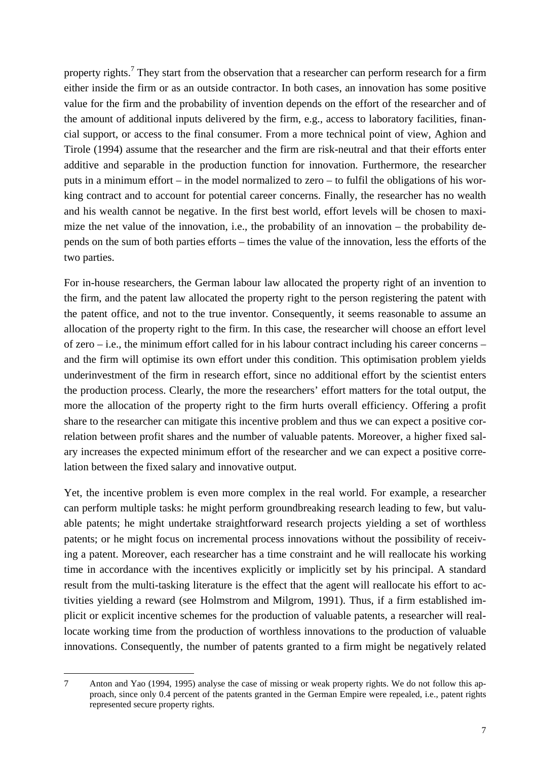property rights.[7] They start from the observation that a researcher can perform research for a firm either inside the firm or as an outside contractor. In both cases, an innovation has some positive value for the firm and the probability of invention depends on the effort of the researcher and of the amount of additional inputs delivered by the firm, e.g., access to laboratory facilities, financial support, or access to the final consumer. From a more technical point of view, Aghion and Tirole (1994) assume that the researcher and the firm are risk-neutral and that their efforts enter additive and separable in the production function for innovation. Furthermore, the researcher puts in a minimum effort – in the model normalized to zero – to fulfil the obligations of his working contract and to account for potential career concerns. Finally, the researcher has no wealth and his wealth cannot be negative. In the first best world, effort levels will be chosen to maximize the net value of the innovation, i.e., the probability of an innovation – the probability depends on the sum of both parties efforts – times the value of the innovation, less the efforts of the two parties.

For in-house researchers, the German labour law allocated the property right of an invention to the firm, and the patent law allocated the property right to the person registering the patent with the patent office, and not to the true inventor. Consequently, it seems reasonable to assume an allocation of the property right to the firm. In this case, the researcher will choose an effort level of zero – i.e., the minimum effort called for in his labour contract including his career concerns – and the firm will optimise its own effort under this condition. This optimisation problem yields underinvestment of the firm in research effort, since no additional effort by the scientist enters the production process. Clearly, the more the researchers' effort matters for the total output, the more the allocation of the property right to the firm hurts overall efficiency. Offering a profit share to the researcher can mitigate this incentive problem and thus we can expect a positive correlation between profit shares and the number of valuable patents. Moreover, a higher fixed salary increases the expected minimum effort of the researcher and we can expect a positive correlation between the fixed salary and innovative output.

Yet, the incentive problem is even more complex in the real world. For example, a researcher can perform multiple tasks: he might perform groundbreaking research leading to few, but valuable patents; he might undertake straightforward research projects yielding a set of worthless patents; or he might focus on incremental process innovations without the possibility of receiving a patent. Moreover, each researcher has a time constraint and he will reallocate his working time in accordance with the incentives explicitly or implicitly set by his principal. A standard result from the multi-tasking literature is the effect that the agent will reallocate his effort to activities yielding a reward (see Holmstrom and Milgrom, 1991). Thus, if a firm established implicit or explicit incentive schemes for the production of valuable patents, a researcher will reallocate working time from the production of worthless innovations to the production of valuable innovations. Consequently, the number of patents granted to a firm might be negatively related

---

7 Anton and Yao (1994, 1995) analyse the case of missing or weak property rights. We do not follow this approach, since only 0.4 percent of the patents granted in the German Empire were repealed, i.e., patent rights represented secure property rights.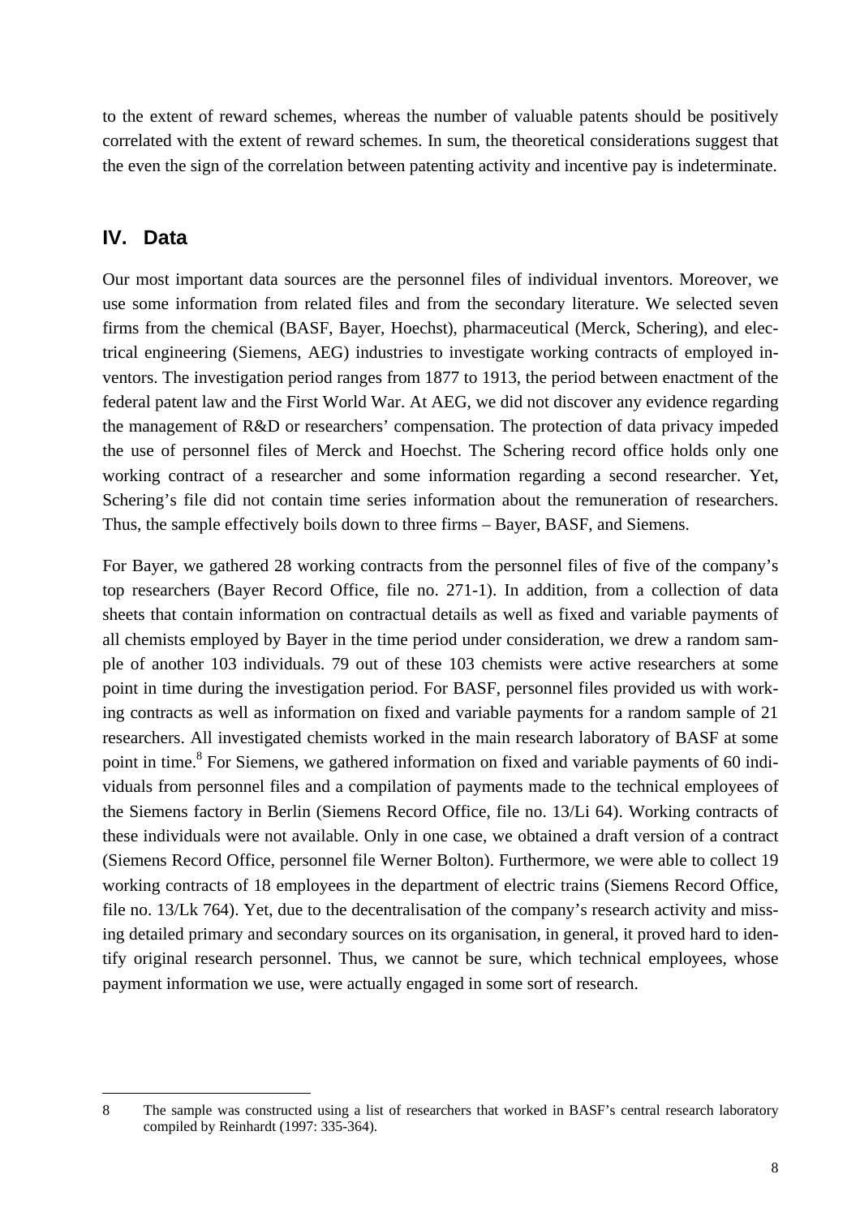to the extent of reward schemes, whereas the number of valuable patents should be positively correlated with the extent of reward schemes. In sum, the theoretical considerations suggest that the even the sign of the correlation between patenting activity and incentive pay is indeterminate.

## IV. Data

Our most important data sources are the personnel files of individual inventors. Moreover, we use some information from related files and from the secondary literature. We selected seven firms from the chemical (BASF, Bayer, Hoechst), pharmaceutical (Merck, Schering), and electrical engineering (Siemens, AEG) industries to investigate working contracts of employed inventors. The investigation period ranges from 1877 to 1913, the period between enactment of the federal patent law and the First World War. At AEG, we did not discover any evidence regarding the management of R&D or researchers' compensation. The protection of data privacy impeded the use of personnel files of Merck and Hoechst. The Schering record office holds only one working contract of a researcher and some information regarding a second researcher. Yet, Schering's file did not contain time series information about the remuneration of researchers. Thus, the sample effectively boils down to three firms – Bayer, BASF, and Siemens.

For Bayer, we gathered 28 working contracts from the personnel files of five of the company's top researchers (Bayer Record Office, file no. 271-1). In addition, from a collection of data sheets that contain information on contractual details as well as fixed and variable payments of all chemists employed by Bayer in the time period under consideration, we drew a random sample of another 103 individuals. 79 out of these 103 chemists were active researchers at some point in time during the investigation period. For BASF, personnel files provided us with working contracts as well as information on fixed and variable payments for a random sample of 21 researchers. All investigated chemists worked in the main research laboratory of BASF at some point in time.[8] For Siemens, we gathered information on fixed and variable payments of 60 individuals from personnel files and a compilation of payments made to the technical employees of the Siemens factory in Berlin (Siemens Record Office, file no. 13/Li 64). Working contracts of these individuals were not available. Only in one case, we obtained a draft version of a contract (Siemens Record Office, personnel file Werner Bolton). Furthermore, we were able to collect 19 working contracts of 18 employees in the department of electric trains (Siemens Record Office, file no. 13/Lk 764). Yet, due to the decentralisation of the company's research activity and missing detailed primary and secondary sources on its organisation, in general, it proved hard to identify original research personnel. Thus, we cannot be sure, which technical employees, whose payment information we use, were actually engaged in some sort of research.

---

8 The sample was constructed using a list of researchers that worked in BASF's central research laboratory compiled by Reinhardt (1997: 335-364).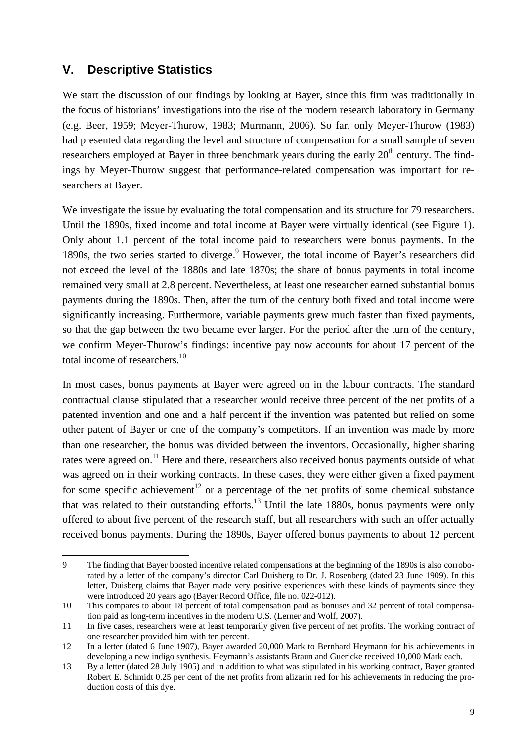## V. Descriptive Statistics

We start the discussion of our findings by looking at Bayer, since this firm was traditionally in the focus of historians' investigations into the rise of the modern research laboratory in Germany (e.g. Beer, 1959; Meyer-Thurow, 1983; Murmann, 2006). So far, only Meyer-Thurow (1983) had presented data regarding the level and structure of compensation for a small sample of seven researchers employed at Bayer in three benchmark years during the early 20th century. The findings by Meyer-Thurow suggest that performance-related compensation was important for researchers at Bayer.

We investigate the issue by evaluating the total compensation and its structure for 79 researchers. Until the 1890s, fixed income and total income at Bayer were virtually identical (see Figure 1). Only about 1.1 percent of the total income paid to researchers were bonus payments. In the 1890s, the two series started to diverge.[9] However, the total income of Bayer's researchers did not exceed the level of the 1880s and late 1870s; the share of bonus payments in total income remained very small at 2.8 percent. Nevertheless, at least one researcher earned substantial bonus payments during the 1890s. Then, after the turn of the century both fixed and total income were significantly increasing. Furthermore, variable payments grew much faster than fixed payments, so that the gap between the two became ever larger. For the period after the turn of the century, we confirm Meyer-Thurow's findings: incentive pay now accounts for about 17 percent of the total income of researchers.[10]

In most cases, bonus payments at Bayer were agreed on in the labour contracts. The standard contractual clause stipulated that a researcher would receive three percent of the net profits of a patented invention and one and a half percent if the invention was patented but relied on some other patent of Bayer or one of the company's competitors. If an invention was made by more than one researcher, the bonus was divided between the inventors. Occasionally, higher sharing rates were agreed on.[11] Here and there, researchers also received bonus payments outside of what was agreed on in their working contracts. In these cases, they were either given a fixed payment for some specific achievement[12] or a percentage of the net profits of some chemical substance that was related to their outstanding efforts.[13] Until the late 1880s, bonus payments were only offered to about five percent of the research staff, but all researchers with such an offer actually received bonus payments. During the 1890s, Bayer offered bonus payments to about 12 percent

---

9 The finding that Bayer boosted incentive related compensations at the beginning of the 1890s is also corroborated by a letter of the company's director Carl Duisberg to Dr. J. Rosenberg (dated 23 June 1909). In this letter, Duisberg claims that Bayer made very positive experiences with these kinds of payments since they were introduced 20 years ago (Bayer Record Office, file no. 022-012).

10 This compares to about 18 percent of total compensation paid as bonuses and 32 percent of total compensation paid as long-term incentives in the modern U.S. (Lerner and Wolf, 2007).

11 In five cases, researchers were at least temporarily given five percent of net profits. The working contract of one researcher provided him with ten percent.

12 In a letter (dated 6 June 1907), Bayer awarded 20,000 Mark to Bernhard Heymann for his achievements in developing a new indigo synthesis. Heymann's assistants Braun and Guericke received 10,000 Mark each.

13 By a letter (dated 28 July 1905) and in addition to what was stipulated in his working contract, Bayer granted Robert E. Schmidt 0.25 per cent of the net profits from alizarin red for his achievements in reducing the production costs of this dye.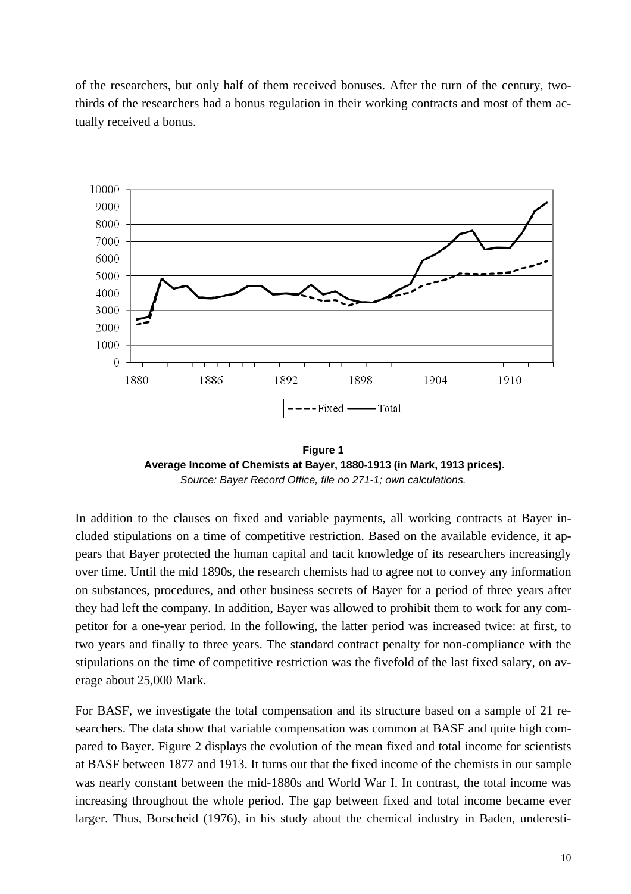of the researchers, but only half of them received bonuses. After the turn of the century, two-thirds of the researchers had a bonus regulation in their working contracts and most of them actually received a bonus.

**Figure 1**
**Average Income of Chemists at Bayer, 1880-1913 (in Mark, 1913 prices).**
*Source: Bayer Record Office, file no 271-1; own calculations.*

In addition to the clauses on fixed and variable payments, all working contracts at Bayer included stipulations on a time of competitive restriction. Based on the available evidence, it appears that Bayer protected the human capital and tacit knowledge of its researchers increasingly over time. Until the mid 1890s, the research chemists had to agree not to convey any information on substances, procedures, and other business secrets of Bayer for a period of three years after they had left the company. In addition, Bayer was allowed to prohibit them to work for any competitor for a one-year period. In the following, the latter period was increased twice: at first, to two years and finally to three years. The standard contract penalty for non-compliance with the stipulations on the time of competitive restriction was the fivefold of the last fixed salary, on average about 25,000 Mark.

For BASF, we investigate the total compensation and its structure based on a sample of 21 researchers. The data show that variable compensation was common at BASF and quite high compared to Bayer. Figure 2 displays the evolution of the mean fixed and total income for scientists at BASF between 1877 and 1913. It turns out that the fixed income of the chemists in our sample was nearly constant between the mid-1880s and World War I. In contrast, the total income was increasing throughout the whole period. The gap between fixed and total income became ever larger. Thus, Borscheid (1976), in his study about the chemical industry in Baden, underesti-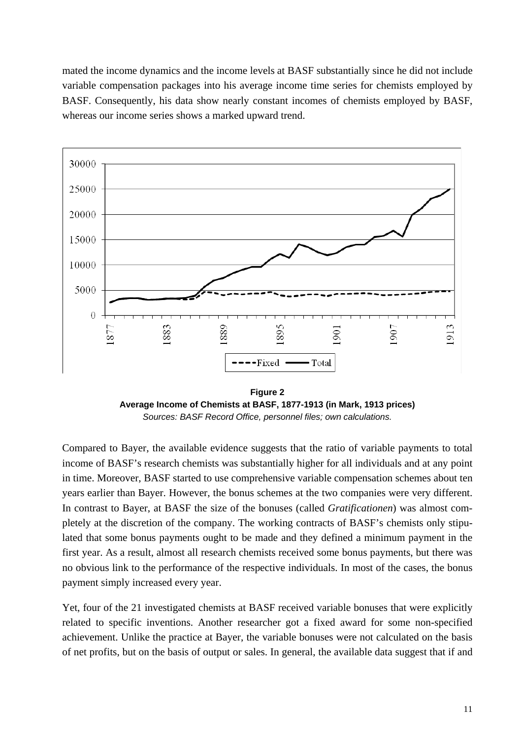mated the income dynamics and the income levels at BASF substantially since he did not include variable compensation packages into his average income time series for chemists employed by BASF. Consequently, his data show nearly constant incomes of chemists employed by BASF, whereas our income series shows a marked upward trend.

**Figure 2**
**Average Income of Chemists at BASF, 1877-1913 (in Mark, 1913 prices)**
*Sources: BASF Record Office, personnel files; own calculations.*

Compared to Bayer, the available evidence suggests that the ratio of variable payments to total income of BASF's research chemists was substantially higher for all individuals and at any point in time. Moreover, BASF started to use comprehensive variable compensation schemes about ten years earlier than Bayer. However, the bonus schemes at the two companies were very different. In contrast to Bayer, at BASF the size of the bonuses (called *Gratificationen*) was almost completely at the discretion of the company. The working contracts of BASF's chemists only stipulated that some bonus payments ought to be made and they defined a minimum payment in the first year. As a result, almost all research chemists received some bonus payments, but there was no obvious link to the performance of the respective individuals. In most of the cases, the bonus payment simply increased every year.

Yet, four of the 21 investigated chemists at BASF received variable bonuses that were explicitly related to specific inventions. Another researcher got a fixed award for some non-specified achievement. Unlike the practice at Bayer, the variable bonuses were not calculated on the basis of net profits, but on the basis of output or sales. In general, the available data suggest that if and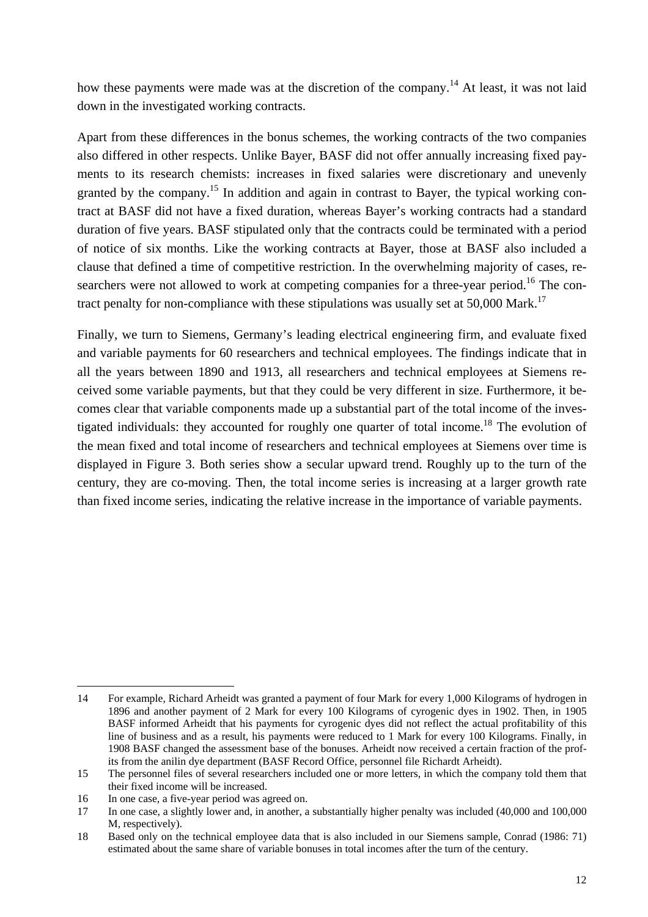how these payments were made was at the discretion of the company.[14] At least, it was not laid down in the investigated working contracts.

Apart from these differences in the bonus schemes, the working contracts of the two companies also differed in other respects. Unlike Bayer, BASF did not offer annually increasing fixed payments to its research chemists: increases in fixed salaries were discretionary and unevenly granted by the company.[15] In addition and again in contrast to Bayer, the typical working contract at BASF did not have a fixed duration, whereas Bayer's working contracts had a standard duration of five years. BASF stipulated only that the contracts could be terminated with a period of notice of six months. Like the working contracts at Bayer, those at BASF also included a clause that defined a time of competitive restriction. In the overwhelming majority of cases, researchers were not allowed to work at competing companies for a three-year period.[16] The contract penalty for non-compliance with these stipulations was usually set at 50,000 Mark.[17]

Finally, we turn to Siemens, Germany's leading electrical engineering firm, and evaluate fixed and variable payments for 60 researchers and technical employees. The findings indicate that in all the years between 1890 and 1913, all researchers and technical employees at Siemens received some variable payments, but that they could be very different in size. Furthermore, it becomes clear that variable components made up a substantial part of the total income of the investigated individuals: they accounted for roughly one quarter of total income.[18] The evolution of the mean fixed and total income of researchers and technical employees at Siemens over time is displayed in Figure 3. Both series show a secular upward trend. Roughly up to the turn of the century, they are co-moving. Then, the total income series is increasing at a larger growth rate than fixed income series, indicating the relative increase in the importance of variable payments.

---

14 For example, Richard Arheidt was granted a payment of four Mark for every 1,000 Kilograms of hydrogen in 1896 and another payment of 2 Mark for every 100 Kilograms of cyrogenic dyes in 1902. Then, in 1905 BASF informed Arheidt that his payments for cyrogenic dyes did not reflect the actual profitability of this line of business and as a result, his payments were reduced to 1 Mark for every 100 Kilograms. Finally, in 1908 BASF changed the assessment base of the bonuses. Arheidt now received a certain fraction of the profits from the anilin dye department (BASF Record Office, personnel file Richardt Arheidt).

15 The personnel files of several researchers included one or more letters, in which the company told them that their fixed income will be increased.

16 In one case, a five-year period was agreed on.

17 In one case, a slightly lower and, in another, a substantially higher penalty was included (40,000 and 100,000 M, respectively).

18 Based only on the technical employee data that is also included in our Siemens sample, Conrad (1986: 71) estimated about the same share of variable bonuses in total incomes after the turn of the century.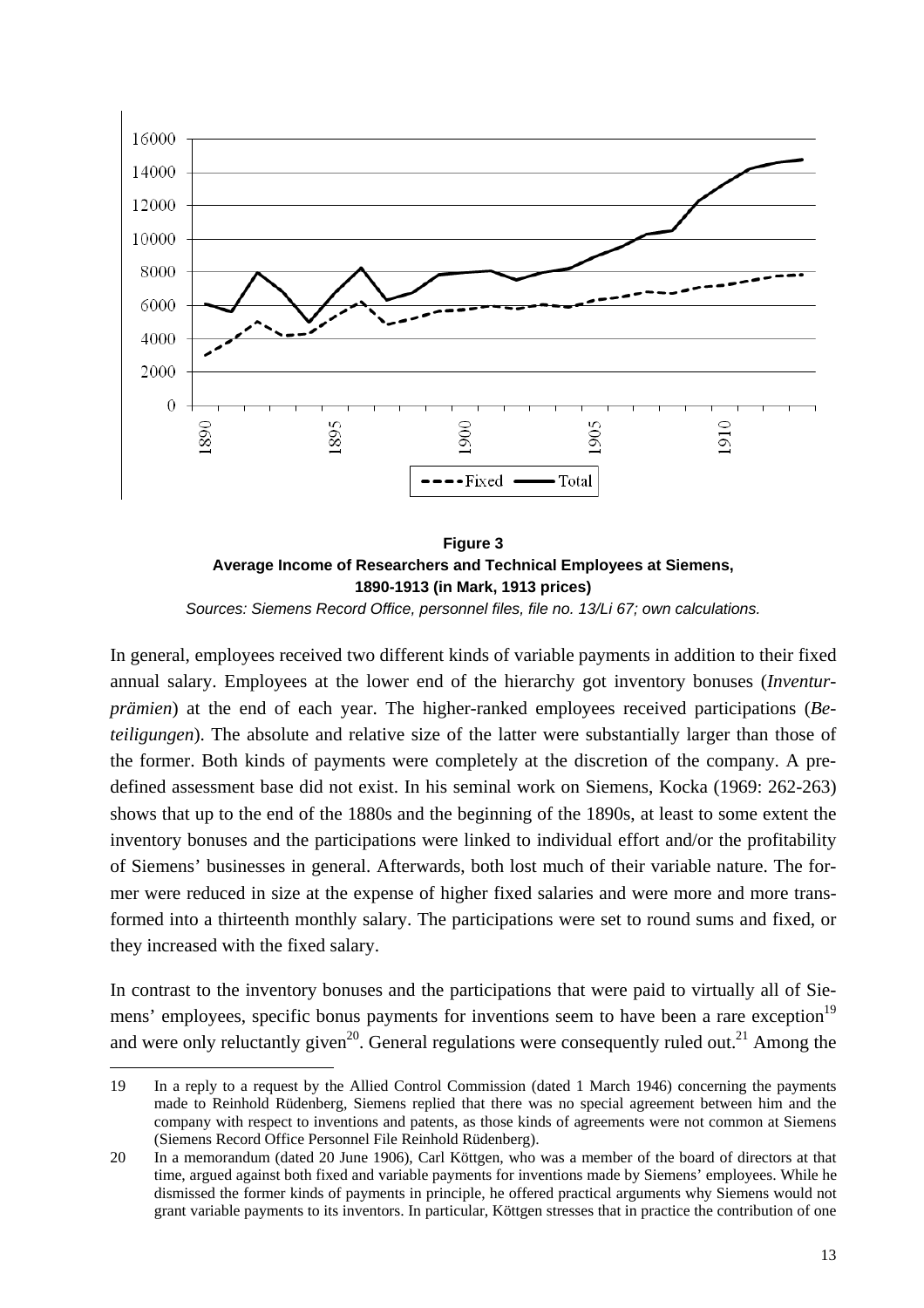**Figure 3**
**Average Income of Researchers and Technical Employees at Siemens, 1890-1913 (in Mark, 1913 prices)**

*Sources: Siemens Record Office, personnel files, file no. 13/Li 67; own calculations.*

In general, employees received two different kinds of variable payments in addition to their fixed annual salary. Employees at the lower end of the hierarchy got inventory bonuses (*Inventurprämien*) at the end of each year. The higher-ranked employees received participations (*Beteiligungen*). The absolute and relative size of the latter were substantially larger than those of the former. Both kinds of payments were completely at the discretion of the company. A predefined assessment base did not exist. In his seminal work on Siemens, Kocka (1969: 262-263) shows that up to the end of the 1880s and the beginning of the 1890s, at least to some extent the inventory bonuses and the participations were linked to individual effort and/or the profitability of Siemens' businesses in general. Afterwards, both lost much of their variable nature. The former were reduced in size at the expense of higher fixed salaries and were more and more transformed into a thirteenth monthly salary. The participations were set to round sums and fixed, or they increased with the fixed salary.

In contrast to the inventory bonuses and the participations that were paid to virtually all of Siemens' employees, specific bonus payments for inventions seem to have been a rare exception[19] and were only reluctantly given[20]. General regulations were consequently ruled out.[21] Among the

19 In a reply to a request by the Allied Control Commission (dated 1 March 1946) concerning the payments made to Reinhold Rüdenberg, Siemens replied that there was no special agreement between him and the company with respect to inventions and patents, as those kinds of agreements were not common at Siemens (Siemens Record Office Personnel File Reinhold Rüdenberg).

20 In a memorandum (dated 20 June 1906), Carl Köttgen, who was a member of the board of directors at that time, argued against both fixed and variable payments for inventions made by Siemens' employees. While he dismissed the former kinds of payments in principle, he offered practical arguments why Siemens would not grant variable payments to its inventors. In particular, Köttgen stresses that in practice the contribution of one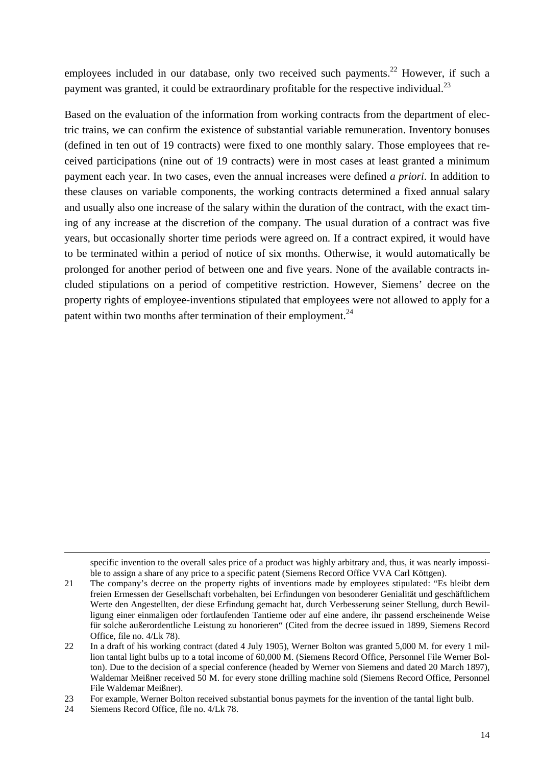employees included in our database, only two received such payments.[22] However, if such a payment was granted, it could be extraordinary profitable for the respective individual.[23]

Based on the evaluation of the information from working contracts from the department of electric trains, we can confirm the existence of substantial variable remuneration. Inventory bonuses (defined in ten out of 19 contracts) were fixed to one monthly salary. Those employees that received participations (nine out of 19 contracts) were in most cases at least granted a minimum payment each year. In two cases, even the annual increases were defined *a priori*. In addition to these clauses on variable components, the working contracts determined a fixed annual salary and usually also one increase of the salary within the duration of the contract, with the exact timing of any increase at the discretion of the company. The usual duration of a contract was five years, but occasionally shorter time periods were agreed on. If a contract expired, it would have to be terminated within a period of notice of six months. Otherwise, it would automatically be prolonged for another period of between one and five years. None of the available contracts included stipulations on a period of competitive restriction. However, Siemens' decree on the property rights of employee-inventions stipulated that employees were not allowed to apply for a patent within two months after termination of their employment.[24]

---

specific invention to the overall sales price of a product was highly arbitrary and, thus, it was nearly impossible to assign a share of any price to a specific patent (Siemens Record Office VVA Carl Köttgen).

21 The company's decree on the property rights of inventions made by employees stipulated: "Es bleibt dem freien Ermessen der Gesellschaft vorbehalten, bei Erfindungen von besonderer Genialität und geschäftlichem Werte den Angestellten, der diese Erfindung gemacht hat, durch Verbesserung seiner Stellung, durch Bewilligung einer einmaligen oder fortlaufenden Tantieme oder auf eine andere, ihr passend erscheinende Weise für solche außerordentliche Leistung zu honorieren" (Cited from the decree issued in 1899, Siemens Record Office, file no. 4/Lk 78).

22 In a draft of his working contract (dated 4 July 1905), Werner Bolton was granted 5,000 M. for every 1 million tantal light bulbs up to a total income of 60,000 M. (Siemens Record Office, Personnel File Werner Bolton). Due to the decision of a special conference (headed by Werner von Siemens and dated 20 March 1897), Waldemar Meißner received 50 M. for every stone drilling machine sold (Siemens Record Office, Personnel File Waldemar Meißner).

23 For example, Werner Bolton received substantial bonus paymets for the invention of the tantal light bulb.

24 Siemens Record Office, file no. 4/Lk 78.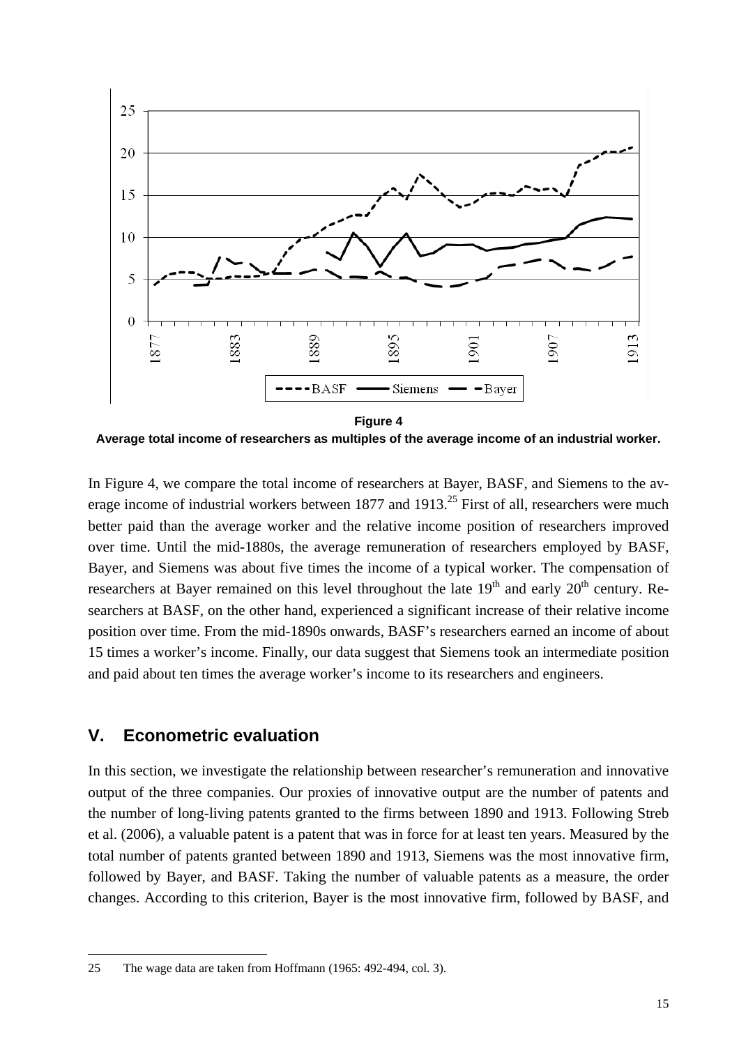**Figure 4**

**Average total income of researchers as multiples of the average income of an industrial worker.**

In Figure 4, we compare the total income of researchers at Bayer, BASF, and Siemens to the average income of industrial workers between 1877 and 1913.[25] First of all, researchers were much better paid than the average worker and the relative income position of researchers improved over time. Until the mid-1880s, the average remuneration of researchers employed by BASF, Bayer, and Siemens was about five times the income of a typical worker. The compensation of researchers at Bayer remained on this level throughout the late 19th and early 20th century. Researchers at BASF, on the other hand, experienced a significant increase of their relative income position over time. From the mid-1890s onwards, BASF's researchers earned an income of about 15 times a worker's income. Finally, our data suggest that Siemens took an intermediate position and paid about ten times the average worker's income to its researchers and engineers.

## V. Econometric evaluation

In this section, we investigate the relationship between researcher's remuneration and innovative output of the three companies. Our proxies of innovative output are the number of patents and the number of long-living patents granted to the firms between 1890 and 1913. Following Streb et al. (2006), a valuable patent is a patent that was in force for at least ten years. Measured by the total number of patents granted between 1890 and 1913, Siemens was the most innovative firm, followed by Bayer, and BASF. Taking the number of valuable patents as a measure, the order changes. According to this criterion, Bayer is the most innovative firm, followed by BASF, and

---

25 The wage data are taken from Hoffmann (1965: 492-494, col. 3).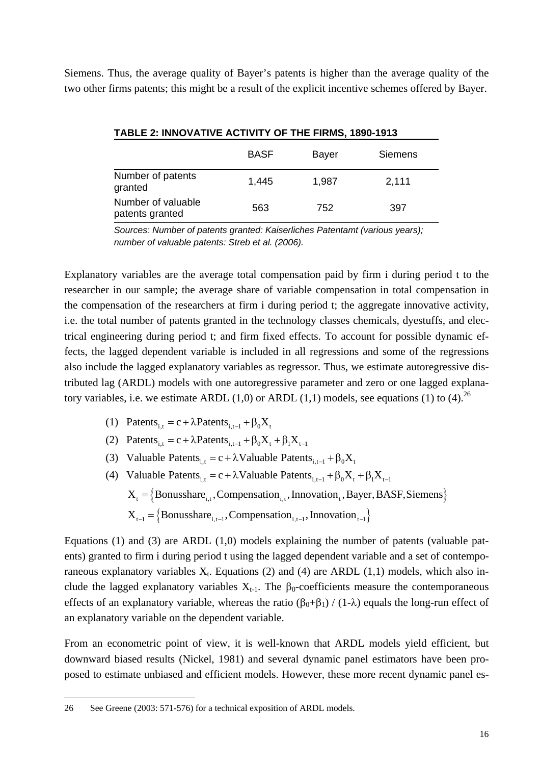Siemens. Thus, the average quality of Bayer's patents is higher than the average quality of the two other firms patents; this might be a result of the explicit incentive schemes offered by Bayer.

**TABLE 2: INNOVATIVE ACTIVITY OF THE FIRMS, 1890-1913**

| | BASF | Bayer | Siemens |
|---|---|---|---|
| Number of patents granted | 1,445 | 1,987 | 2,111 |
| Number of valuable patents granted | 563 | 752 | 397 |

*Sources: Number of patents granted: Kaiserliches Patentamt (various years); number of valuable patents: Streb et al. (2006).*

Explanatory variables are the average total compensation paid by firm i during period t to the researcher in our sample; the average share of variable compensation in total compensation in the compensation of the researchers at firm i during period t; the aggregate innovative activity, i.e. the total number of patents granted in the technology classes chemicals, dyestuffs, and electrical engineering during period t; and firm fixed effects. To account for possible dynamic effects, the lagged dependent variable is included in all regressions and some of the regressions also include the lagged explanatory variables as regressor. Thus, we estimate autoregressive distributed lag (ARDL) models with one autoregressive parameter and zero or one lagged explanatory variables, i.e. we estimate ARDL (1,0) or ARDL (1,1) models, see equations (1) to (4).[26]

$$(1)\quad \text{Patents}_{i,t} = c + \lambda \text{Patents}_{i,t-1} + \beta_0 X_t$$

$$(2)\quad \text{Patents}_{i,t} = c + \lambda \text{Patents}_{i,t-1} + \beta_0 X_t + \beta_1 X_{t-1}$$

$$(3)\quad \text{Valuable Patents}_{i,t} = c + \lambda \text{Valuable Patents}_{i,t-1} + \beta_0 X_t$$

$$(4)\quad \text{Valuable Patents}_{i,t} = c + \lambda \text{Valuable Patents}_{i,t-1} + \beta_0 X_t + \beta_1 X_{t-1}$$

$$X_t = \left\{\text{Bonusshare}_{i,t}, \text{Compensation}_{i,t}, \text{Innovation}_t, \text{Bayer}, \text{BASF}, \text{Siemens}\right\}$$

$$X_{t-1} = \left\{\text{Bonusshare}_{i,t-1}, \text{Compensation}_{i,t-1}, \text{Innovation}_{t-1}\right\}$$

Equations (1) and (3) are ARDL (1,0) models explaining the number of patents (valuable patents) granted to firm i during period t using the lagged dependent variable and a set of contemporaneous explanatory variables $X_t$. Equations (2) and (4) are ARDL (1,1) models, which also include the lagged explanatory variables $X_{t-1}$. The $\beta_0$-coefficients measure the contemporaneous effects of an explanatory variable, whereas the ratio $(\beta_0+\beta_1) / (1-\lambda)$ equals the long-run effect of an explanatory variable on the dependent variable.

From an econometric point of view, it is well-known that ARDL models yield efficient, but downward biased results (Nickel, 1981) and several dynamic panel estimators have been proposed to estimate unbiased and efficient models. However, these more recent dynamic panel es-

---

26 See Greene (2003: 571-576) for a technical exposition of ARDL models.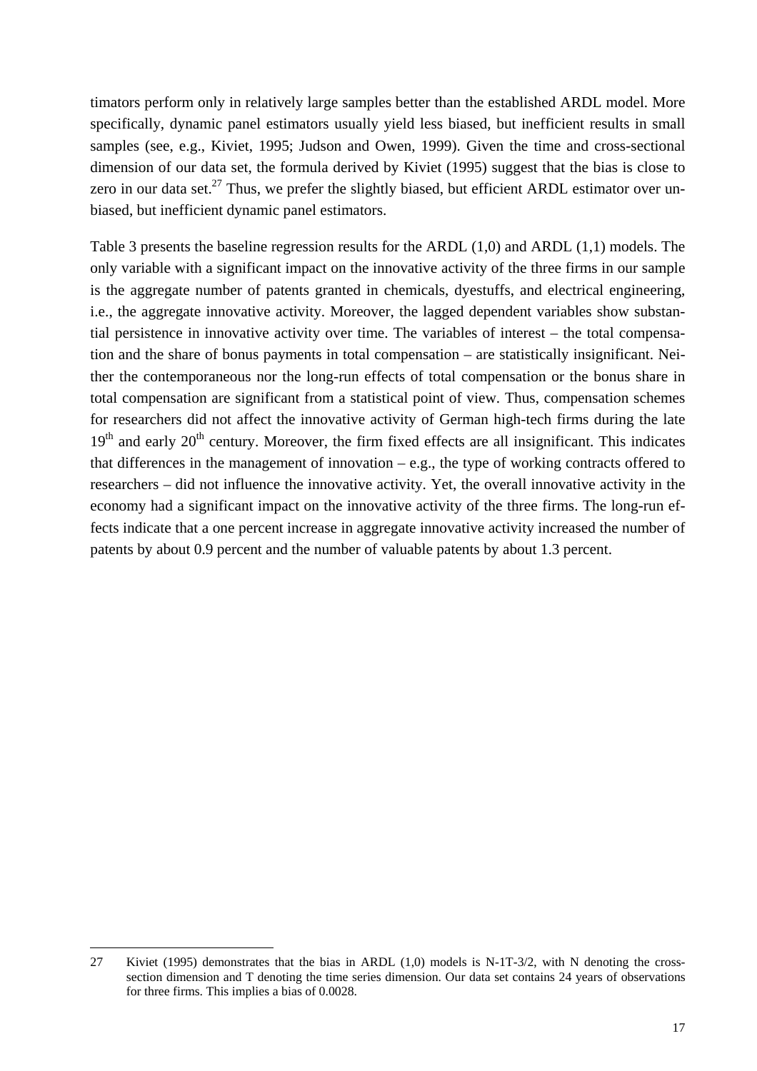timators perform only in relatively large samples better than the established ARDL model. More specifically, dynamic panel estimators usually yield less biased, but inefficient results in small samples (see, e.g., Kiviet, 1995; Judson and Owen, 1999). Given the time and cross-sectional dimension of our data set, the formula derived by Kiviet (1995) suggest that the bias is close to zero in our data set.[27] Thus, we prefer the slightly biased, but efficient ARDL estimator over unbiased, but inefficient dynamic panel estimators.

Table 3 presents the baseline regression results for the ARDL (1,0) and ARDL (1,1) models. The only variable with a significant impact on the innovative activity of the three firms in our sample is the aggregate number of patents granted in chemicals, dyestuffs, and electrical engineering, i.e., the aggregate innovative activity. Moreover, the lagged dependent variables show substantial persistence in innovative activity over time. The variables of interest – the total compensation and the share of bonus payments in total compensation – are statistically insignificant. Neither the contemporaneous nor the long-run effects of total compensation or the bonus share in total compensation are significant from a statistical point of view. Thus, compensation schemes for researchers did not affect the innovative activity of German high-tech firms during the late 19th and early 20th century. Moreover, the firm fixed effects are all insignificant. This indicates that differences in the management of innovation – e.g., the type of working contracts offered to researchers – did not influence the innovative activity. Yet, the overall innovative activity in the economy had a significant impact on the innovative activity of the three firms. The long-run effects indicate that a one percent increase in aggregate innovative activity increased the number of patents by about 0.9 percent and the number of valuable patents by about 1.3 percent.

---

27 Kiviet (1995) demonstrates that the bias in ARDL (1,0) models is $N^{-1}T^{-3/2}$, with N denoting the cross-section dimension and T denoting the time series dimension. Our data set contains 24 years of observations for three firms. This implies a bias of 0.0028.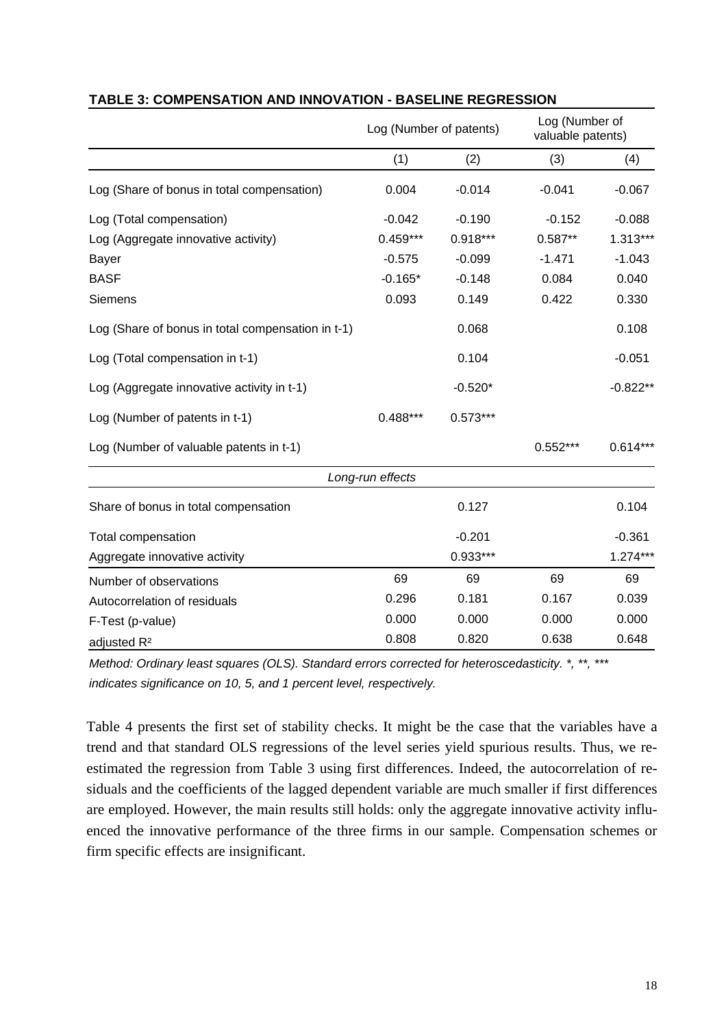**TABLE 3: COMPENSATION AND INNOVATION - BASELINE REGRESSION**

| | Log (Number of patents) | | Log (Number of valuable patents) | |
|---|---|---|---|---|
| | (1) | (2) | (3) | (4) |
| Log (Share of bonus in total compensation) | 0.004 | -0.014 | -0.041 | -0.067 |
| Log (Total compensation) | -0.042 | -0.190 | -0.152 | -0.088 |
| Log (Aggregate innovative activity) | 0.459*** | 0.918*** | 0.587** | 1.313*** |
| Bayer | -0.575 | -0.099 | -1.471 | -1.043 |
| BASF | -0.165* | -0.148 | 0.084 | 0.040 |
| Siemens | 0.093 | 0.149 | 0.422 | 0.330 |
| Log (Share of bonus in total compensation in t-1) | | 0.068 | | 0.108 |
| Log (Total compensation in t-1) | | 0.104 | | -0.051 |
| Log (Aggregate innovative activity in t-1) | | -0.520* | | -0.822** |
| Log (Number of patents in t-1) | 0.488*** | 0.573*** | | |
| Log (Number of valuable patents in t-1) | | | 0.552*** | 0.614*** |
| *Long-run effects* | | | | |
| Share of bonus in total compensation | | 0.127 | | 0.104 |
| Total compensation | | -0.201 | | -0.361 |
| Aggregate innovative activity | | 0.933*** | | 1.274*** |
| Number of observations | 69 | 69 | 69 | 69 |
| Autocorrelation of residuals | 0.296 | 0.181 | 0.167 | 0.039 |
| F-Test (p-value) | 0.000 | 0.000 | 0.000 | 0.000 |
| adjusted $R^2$ | 0.808 | 0.820 | 0.638 | 0.648 |

*Method: Ordinary least squares (OLS). Standard errors corrected for heteroscedasticity. *, **, *** indicates significance on 10, 5, and 1 percent level, respectively.*

Table 4 presents the first set of stability checks. It might be the case that the variables have a trend and that standard OLS regressions of the level series yield spurious results. Thus, we re-estimated the regression from Table 3 using first differences. Indeed, the autocorrelation of residuals and the coefficients of the lagged dependent variable are much smaller if first differences are employed. However, the main results still holds: only the aggregate innovative activity influenced the innovative performance of the three firms in our sample. Compensation schemes or firm specific effects are insignificant.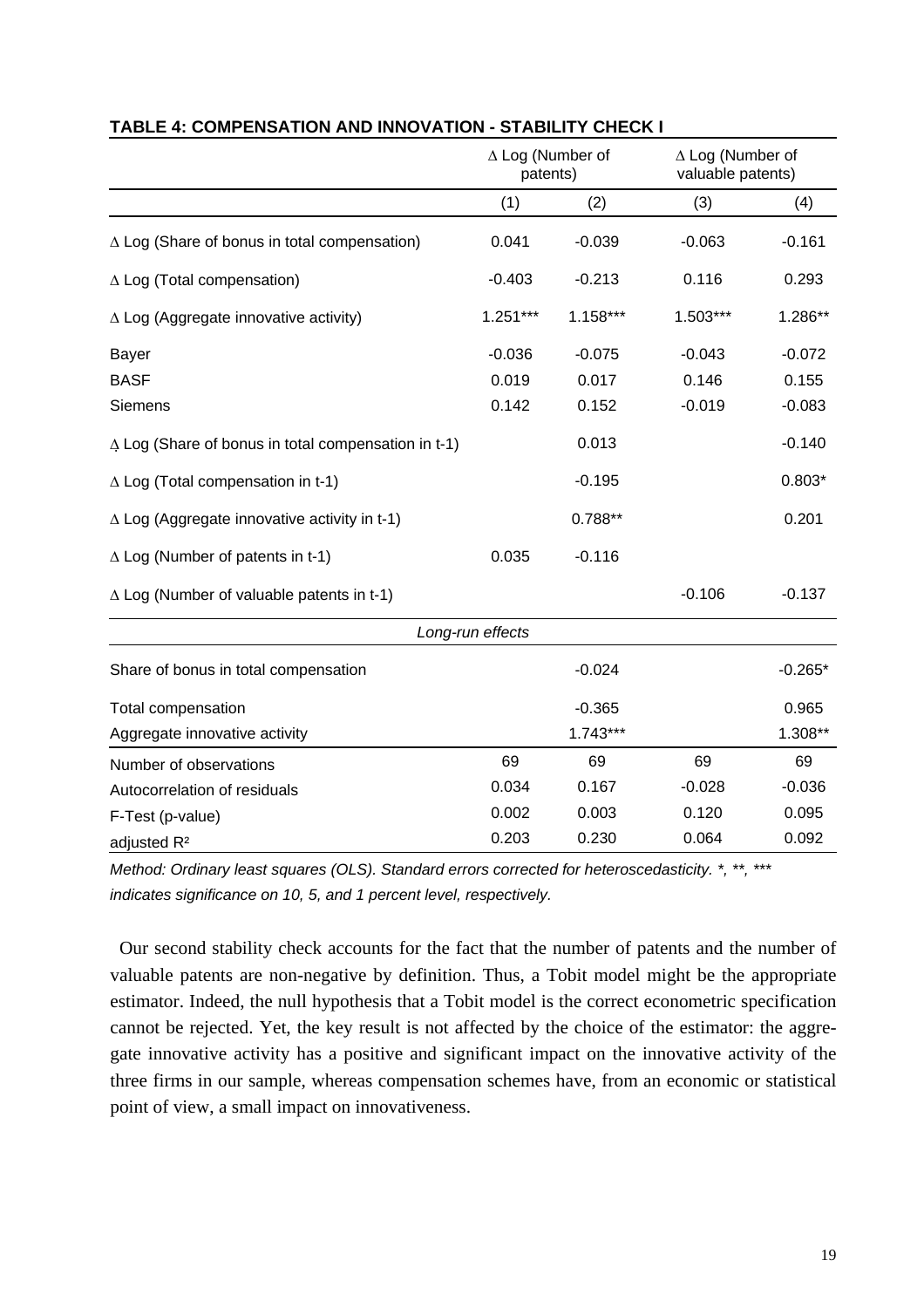**TABLE 4: COMPENSATION AND INNOVATION - STABILITY CHECK I**

| | Δ Log (Number of patents) | | Δ Log (Number of valuable patents) | |
|---|---|---|---|---|
| | (1) | (2) | (3) | (4) |
| Δ Log (Share of bonus in total compensation) | 0.041 | -0.039 | -0.063 | -0.161 |
| Δ Log (Total compensation) | -0.403 | -0.213 | 0.116 | 0.293 |
| Δ Log (Aggregate innovative activity) | 1.251*** | 1.158*** | 1.503*** | 1.286** |
| Bayer | -0.036 | -0.075 | -0.043 | -0.072 |
| BASF | 0.019 | 0.017 | 0.146 | 0.155 |
| Siemens | 0.142 | 0.152 | -0.019 | -0.083 |
| Δ Log (Share of bonus in total compensation in t-1) | | 0.013 | | -0.140 |
| Δ Log (Total compensation in t-1) | | -0.195 | | 0.803* |
| Δ Log (Aggregate innovative activity in t-1) | | 0.788** | | 0.201 |
| Δ Log (Number of patents in t-1) | 0.035 | -0.116 | | |
| Δ Log (Number of valuable patents in t-1) | | | -0.106 | -0.137 |
| *Long-run effects* | | | | |
| Share of bonus in total compensation | | -0.024 | | -0.265* |
| Total compensation | | -0.365 | | 0.965 |
| Aggregate innovative activity | | 1.743*** | | 1.308** |
| Number of observations | 69 | 69 | 69 | 69 |
| Autocorrelation of residuals | 0.034 | 0.167 | -0.028 | -0.036 |
| F-Test (p-value) | 0.002 | 0.003 | 0.120 | 0.095 |
| adjusted $R^2$ | 0.203 | 0.230 | 0.064 | 0.092 |

*Method: Ordinary least squares (OLS). Standard errors corrected for heteroscedasticity. *, **, *** indicates significance on 10, 5, and 1 percent level, respectively.*

Our second stability check accounts for the fact that the number of patents and the number of valuable patents are non-negative by definition. Thus, a Tobit model might be the appropriate estimator. Indeed, the null hypothesis that a Tobit model is the correct econometric specification cannot be rejected. Yet, the key result is not affected by the choice of the estimator: the aggregate innovative activity has a positive and significant impact on the innovative activity of the three firms in our sample, whereas compensation schemes have, from an economic or statistical point of view, a small impact on innovativeness.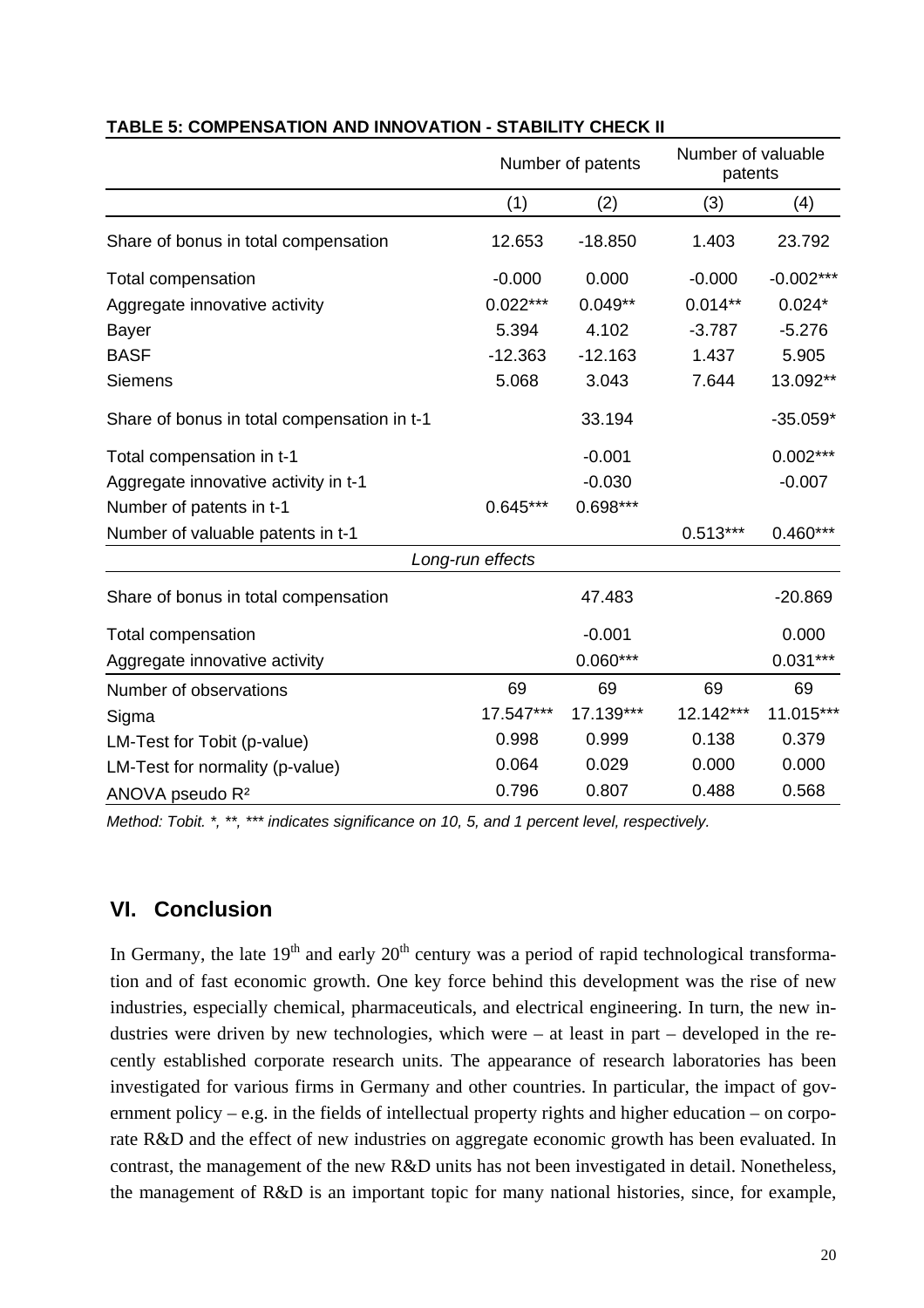**TABLE 5: COMPENSATION AND INNOVATION - STABILITY CHECK II**

| | Number of patents | | Number of valuable patents | |
|---|---|---|---|---|
| | (1) | (2) | (3) | (4) |
| Share of bonus in total compensation | 12.653 | -18.850 | 1.403 | 23.792 |
| Total compensation | -0.000 | 0.000 | -0.000 | -0.002*** |
| Aggregate innovative activity | 0.022*** | 0.049** | 0.014** | 0.024* |
| Bayer | 5.394 | 4.102 | -3.787 | -5.276 |
| BASF | -12.363 | -12.163 | 1.437 | 5.905 |
| Siemens | 5.068 | 3.043 | 7.644 | 13.092** |
| Share of bonus in total compensation in t-1 | | 33.194 | | -35.059* |
| Total compensation in t-1 | | -0.001 | | 0.002*** |
| Aggregate innovative activity in t-1 | | -0.030 | | -0.007 |
| Number of patents in t-1 | 0.645*** | 0.698*** | | |
| Number of valuable patents in t-1 | | | 0.513*** | 0.460*** |
| *Long-run effects* | | | | |
| Share of bonus in total compensation | | 47.483 | | -20.869 |
| Total compensation | | -0.001 | | 0.000 |
| Aggregate innovative activity | | 0.060*** | | 0.031*** |
| Number of observations | 69 | 69 | 69 | 69 |
| Sigma | 17.547*** | 17.139*** | 12.142*** | 11.015*** |
| LM-Test for Tobit (p-value) | 0.998 | 0.999 | 0.138 | 0.379 |
| LM-Test for normality (p-value) | 0.064 | 0.029 | 0.000 | 0.000 |
| ANOVA pseudo $R^2$ | 0.796 | 0.807 | 0.488 | 0.568 |

*Method: Tobit. *, **, *** indicates significance on 10, 5, and 1 percent level, respectively.*

## VI. Conclusion

In Germany, the late 19th and early 20th century was a period of rapid technological transformation and of fast economic growth. One key force behind this development was the rise of new industries, especially chemical, pharmaceuticals, and electrical engineering. In turn, the new industries were driven by new technologies, which were – at least in part – developed in the recently established corporate research units. The appearance of research laboratories has been investigated for various firms in Germany and other countries. In particular, the impact of government policy – e.g. in the fields of intellectual property rights and higher education – on corporate R&D and the effect of new industries on aggregate economic growth has been evaluated. In contrast, the management of the new R&D units has not been investigated in detail. Nonetheless, the management of R&D is an important topic for many national histories, since, for example,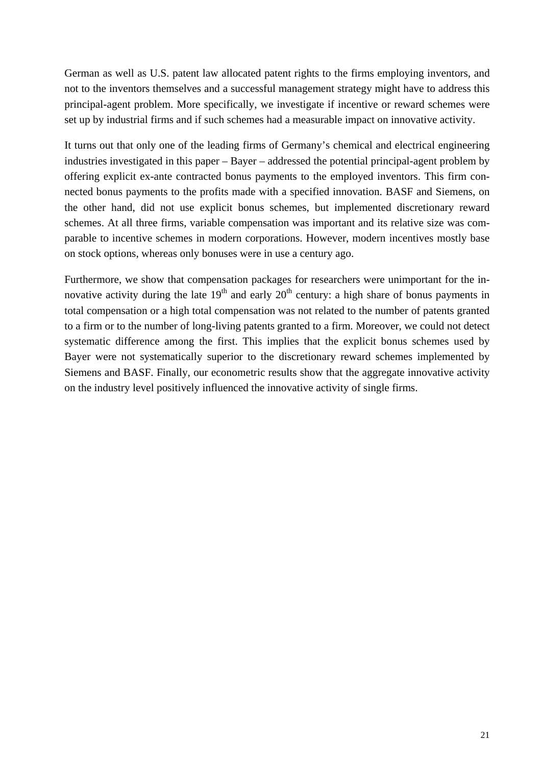German as well as U.S. patent law allocated patent rights to the firms employing inventors, and not to the inventors themselves and a successful management strategy might have to address this principal-agent problem. More specifically, we investigate if incentive or reward schemes were set up by industrial firms and if such schemes had a measurable impact on innovative activity.

It turns out that only one of the leading firms of Germany's chemical and electrical engineering industries investigated in this paper – Bayer – addressed the potential principal-agent problem by offering explicit ex-ante contracted bonus payments to the employed inventors. This firm connected bonus payments to the profits made with a specified innovation. BASF and Siemens, on the other hand, did not use explicit bonus schemes, but implemented discretionary reward schemes. At all three firms, variable compensation was important and its relative size was comparable to incentive schemes in modern corporations. However, modern incentives mostly base on stock options, whereas only bonuses were in use a century ago.

Furthermore, we show that compensation packages for researchers were unimportant for the innovative activity during the late $19^{th}$ and early $20^{th}$ century: a high share of bonus payments in total compensation or a high total compensation was not related to the number of patents granted to a firm or to the number of long-living patents granted to a firm. Moreover, we could not detect systematic difference among the first. This implies that the explicit bonus schemes used by Bayer were not systematically superior to the discretionary reward schemes implemented by Siemens and BASF. Finally, our econometric results show that the aggregate innovative activity on the industry level positively influenced the innovative activity of single firms.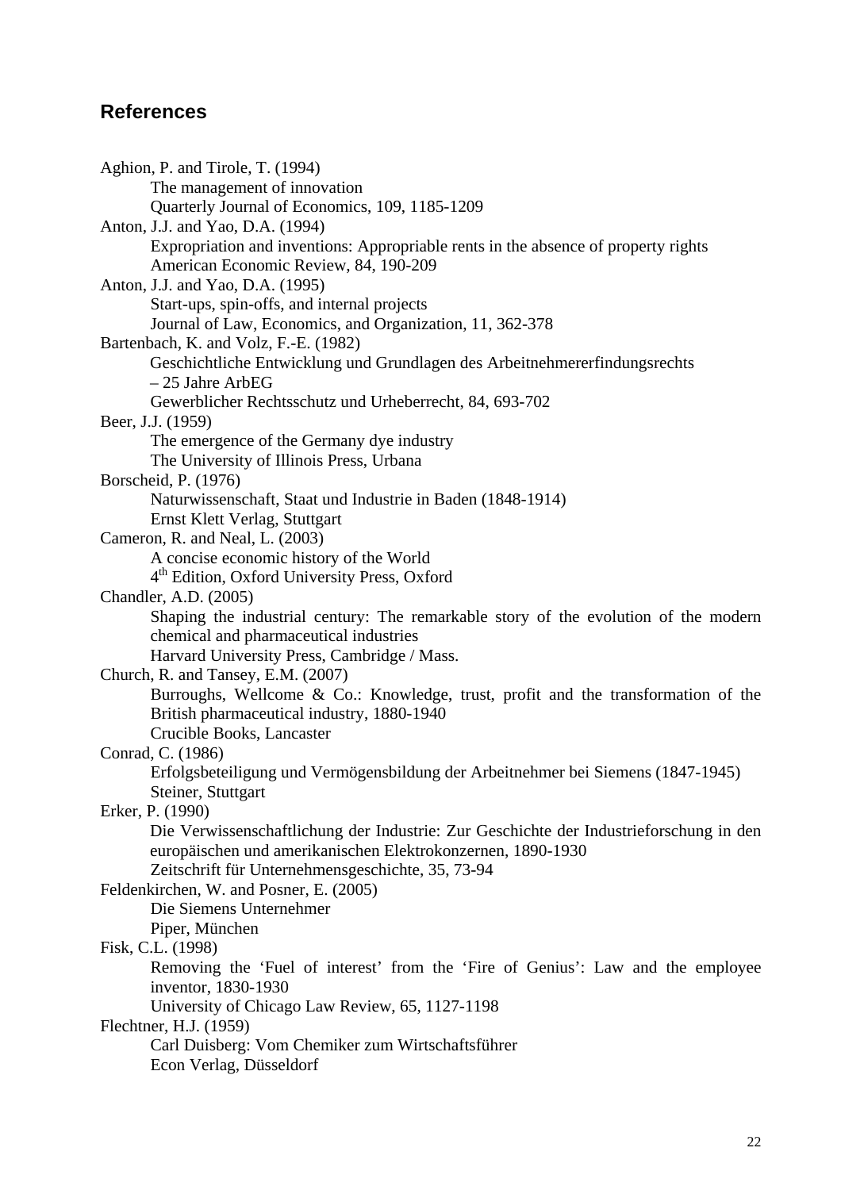## References

Aghion, P. and Tirole, T. (1994)
The management of innovation
Quarterly Journal of Economics, 109, 1185-1209

Anton, J.J. and Yao, D.A. (1994)
Expropriation and inventions: Appropriable rents in the absence of property rights
American Economic Review, 84, 190-209

Anton, J.J. and Yao, D.A. (1995)
Start-ups, spin-offs, and internal projects
Journal of Law, Economics, and Organization, 11, 362-378

Bartenbach, K. and Volz, F.-E. (1982)
Geschichtliche Entwicklung und Grundlagen des Arbeitnehmererfindungsrechts – 25 Jahre ArbEG
Gewerblicher Rechtsschutz und Urheberrecht, 84, 693-702

Beer, J.J. (1959)
The emergence of the Germany dye industry
The University of Illinois Press, Urbana

Borscheid, P. (1976)
Naturwissenschaft, Staat und Industrie in Baden (1848-1914)
Ernst Klett Verlag, Stuttgart

Cameron, R. and Neal, L. (2003)
A concise economic history of the World
4th Edition, Oxford University Press, Oxford

Chandler, A.D. (2005)
Shaping the industrial century: The remarkable story of the evolution of the modern chemical and pharmaceutical industries
Harvard University Press, Cambridge / Mass.

Church, R. and Tansey, E.M. (2007)
Burroughs, Wellcome & Co.: Knowledge, trust, profit and the transformation of the British pharmaceutical industry, 1880-1940
Crucible Books, Lancaster

Conrad, C. (1986)
Erfolgsbeteiligung und Vermögensbildung der Arbeitnehmer bei Siemens (1847-1945)
Steiner, Stuttgart

Erker, P. (1990)
Die Verwissenschaftlichung der Industrie: Zur Geschichte der Industrieforschung in den europäischen und amerikanischen Elektrokonzernen, 1890-1930
Zeitschrift für Unternehmensgeschichte, 35, 73-94

Feldenkirchen, W. and Posner, E. (2005)
Die Siemens Unternehmer
Piper, München

Fisk, C.L. (1998)
Removing the 'Fuel of interest' from the 'Fire of Genius': Law and the employee inventor, 1830-1930
University of Chicago Law Review, 65, 1127-1198

Flechtner, H.J. (1959)
Carl Duisberg: Vom Chemiker zum Wirtschaftsführer
Econ Verlag, Düsseldorf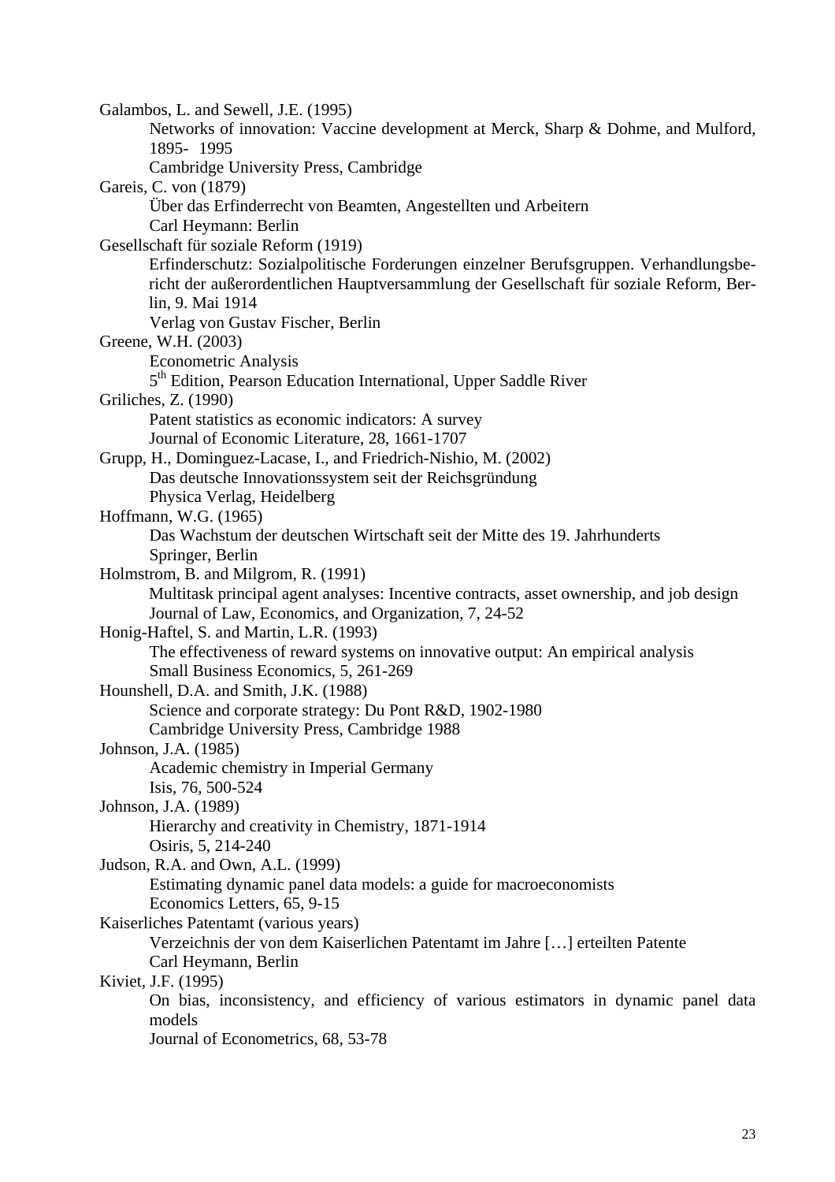Galambos, L. and Sewell, J.E. (1995)
    Networks of innovation: Vaccine development at Merck, Sharp & Dohme, and Mulford, 1895- 1995
    Cambridge University Press, Cambridge

Gareis, C. von (1879)
    Über das Erfinderrecht von Beamten, Angestellten und Arbeitern
    Carl Heymann: Berlin

Gesellschaft für soziale Reform (1919)
    Erfinderschutz: Sozialpolitische Forderungen einzelner Berufsgruppen. Verhandlungsbericht der außerordentlichen Hauptversammlung der Gesellschaft für soziale Reform, Berlin, 9. Mai 1914
    Verlag von Gustav Fischer, Berlin

Greene, W.H. (2003)
    Econometric Analysis
    5th Edition, Pearson Education International, Upper Saddle River

Griliches, Z. (1990)
    Patent statistics as economic indicators: A survey
    Journal of Economic Literature, 28, 1661-1707

Grupp, H., Dominguez-Lacase, I., and Friedrich-Nishio, M. (2002)
    Das deutsche Innovationssystem seit der Reichsgründung
    Physica Verlag, Heidelberg

Hoffmann, W.G. (1965)
    Das Wachstum der deutschen Wirtschaft seit der Mitte des 19. Jahrhunderts
    Springer, Berlin

Holmstrom, B. and Milgrom, R. (1991)
    Multitask principal agent analyses: Incentive contracts, asset ownership, and job design
    Journal of Law, Economics, and Organization, 7, 24-52

Honig-Haftel, S. and Martin, L.R. (1993)
    The effectiveness of reward systems on innovative output: An empirical analysis
    Small Business Economics, 5, 261-269

Hounshell, D.A. and Smith, J.K. (1988)
    Science and corporate strategy: Du Pont R&D, 1902-1980
    Cambridge University Press, Cambridge 1988

Johnson, J.A. (1985)
    Academic chemistry in Imperial Germany
    Isis, 76, 500-524

Johnson, J.A. (1989)
    Hierarchy and creativity in Chemistry, 1871-1914
    Osiris, 5, 214-240

Judson, R.A. and Own, A.L. (1999)
    Estimating dynamic panel data models: a guide for macroeconomists
    Economics Letters, 65, 9-15

Kaiserliches Patentamt (various years)
    Verzeichnis der von dem Kaiserlichen Patentamt im Jahre […] erteilten Patente
    Carl Heymann, Berlin

Kiviet, J.F. (1995)
    On bias, inconsistency, and efficiency of various estimators in dynamic panel data models
    Journal of Econometrics, 68, 53-78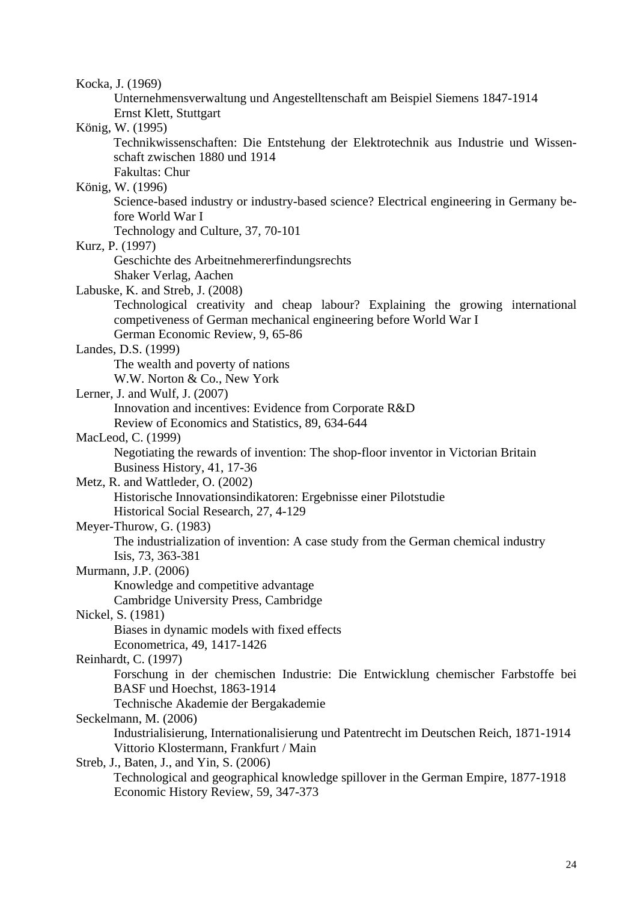Kocka, J. (1969)
    Unternehmensverwaltung und Angestelltenschaft am Beispiel Siemens 1847-1914
    Ernst Klett, Stuttgart

König, W. (1995)
    Technikwissenschaften: Die Entstehung der Elektrotechnik aus Industrie und Wissenschaft zwischen 1880 und 1914
    Fakultas: Chur

König, W. (1996)
    Science-based industry or industry-based science? Electrical engineering in Germany before World War I
    Technology and Culture, 37, 70-101

Kurz, P. (1997)
    Geschichte des Arbeitnehmererfindungsrechts
    Shaker Verlag, Aachen

Labuske, K. and Streb, J. (2008)
    Technological creativity and cheap labour? Explaining the growing international competiveness of German mechanical engineering before World War I
    German Economic Review, 9, 65-86

Landes, D.S. (1999)
    The wealth and poverty of nations
    W.W. Norton & Co., New York

Lerner, J. and Wulf, J. (2007)
    Innovation and incentives: Evidence from Corporate R&D
    Review of Economics and Statistics, 89, 634-644

MacLeod, C. (1999)
    Negotiating the rewards of invention: The shop-floor inventor in Victorian Britain
    Business History, 41, 17-36

Metz, R. and Wattleder, O. (2002)
    Historische Innovationsindikatoren: Ergebnisse einer Pilotstudie
    Historical Social Research, 27, 4-129

Meyer-Thurow, G. (1983)
    The industrialization of invention: A case study from the German chemical industry
    Isis, 73, 363-381

Murmann, J.P. (2006)
    Knowledge and competitive advantage
    Cambridge University Press, Cambridge

Nickel, S. (1981)
    Biases in dynamic models with fixed effects
    Econometrica, 49, 1417-1426

Reinhardt, C. (1997)
    Forschung in der chemischen Industrie: Die Entwicklung chemischer Farbstoffe bei BASF und Hoechst, 1863-1914
    Technische Akademie der Bergakademie

Seckelmann, M. (2006)
    Industrialisierung, Internationalisierung und Patentrecht im Deutschen Reich, 1871-1914
    Vittorio Klostermann, Frankfurt / Main

Streb, J., Baten, J., and Yin, S. (2006)
    Technological and geographical knowledge spillover in the German Empire, 1877-1918
    Economic History Review, 59, 347-373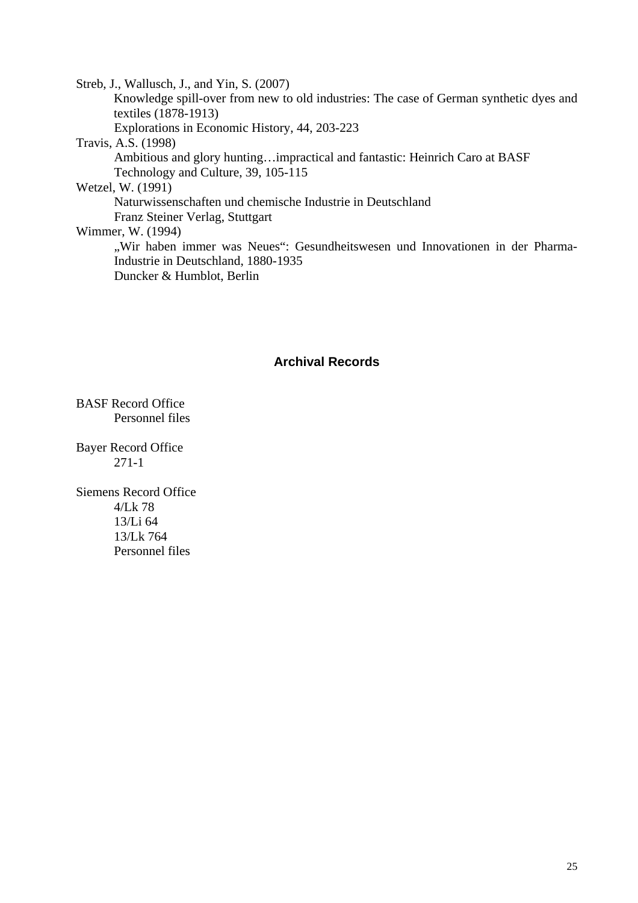Streb, J., Wallusch, J., and Yin, S. (2007)
Knowledge spill-over from new to old industries: The case of German synthetic dyes and textiles (1878-1913)
Explorations in Economic History, 44, 203-223

Travis, A.S. (1998)
Ambitious and glory hunting…impractical and fantastic: Heinrich Caro at BASF
Technology and Culture, 39, 105-115

Wetzel, W. (1991)
Naturwissenschaften und chemische Industrie in Deutschland
Franz Steiner Verlag, Stuttgart

Wimmer, W. (1994)
„Wir haben immer was Neues“: Gesundheitswesen und Innovationen in der Pharma-Industrie in Deutschland, 1880-1935
Duncker & Humblot, Berlin

## Archival Records

BASF Record Office
Personnel files

Bayer Record Office
271-1

Siemens Record Office
4/Lk 78
13/Li 64
13/Lk 764
Personnel files